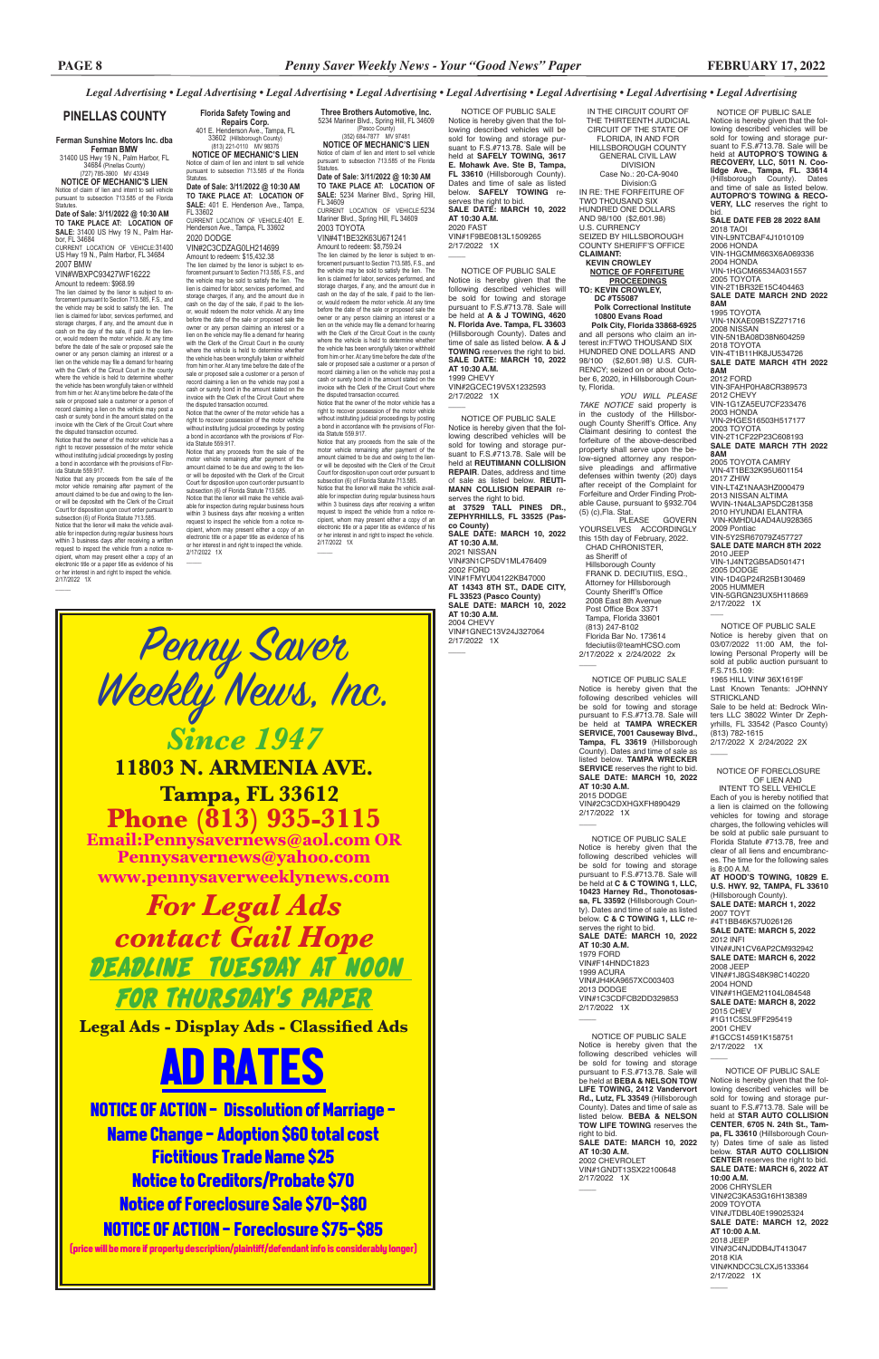*Legal Advertising • Legal Advertising • Legal Advertising • Legal Advertising • Legal Advertising • Legal Advertising • Legal Advertising • Legal Advertising*

## PINELLAS COUNTY

**Ferman Sunshine Motors Inc. dba Ferman BMW**
31400 US Hwy 19 N., Palm Harbor, FL 34684 (Pinellas County)
(727) 785-3900 MV 43349

**NOTICE OF MECHANIC'S LIEN**

Notice of claim of lien and intent to sell vehicle pursuant to subsection 713.585 of the Florida Statutes.

**Date of Sale: 3/11/2022 @ 10:30 AM**
**TO TAKE PLACE AT: LOCATION OF SALE:** 31400 US Hwy 19 N., Palm Harbor, FL 34684
CURRENT LOCATION OF VEHICLE:31400 US Hwy 19 N., Palm Harbor, FL 34684
2007 BMW
VIN#WBXPC93427WF16222
Amount to redeem: $968.99

The lien claimed by the lienor is subject to enforcement pursuant to Section 713.585, F.S., and the vehicle may be sold to satisfy the lien. The lien is claimed for labor, services performed, and storage charges, if any, and the amount due in cash on the day of the sale, if paid to the lienor, would redeem the motor vehicle. At any time before the date of the sale or proposed sale the owner or any person claiming an interest or a lien on the vehicle may file a demand for hearing with the Clerk of the Circuit Court in the county where the vehicle is held to determine whether the vehicle has been wrongfully taken or withheld from him or her. At any time before the date of the sale or proposed sale a customer or a person of record claiming a lien on the vehicle may post a cash or surety bond in the amount stated on the invoice with the Clerk of the Circuit Court where the disputed transaction occurred.

Notice that the owner of the motor vehicle has a right to recover possession of the motor vehicle without instituting judicial proceedings by posting a bond in accordance with the provisions of Florida Statute 559.917.

Notice that any proceeds from the sale of the motor vehicle remaining after payment of the amount claimed to be due and owing to the lienor will be deposited with the Clerk of the Circuit Court for disposition upon court order pursuant to subsection (6) of Florida Statute 713.585.

Notice that the lienor will make the vehicle available for inspection during regular business hours within 3 business days after receiving a written request to inspect the vehicle from a notice recipient, whom may present either a copy of an electronic title or a paper title as evidence of his or her interest in and right to inspect the vehicle.
2/17/2022 1X

---

**Florida Safety Towing and Repairs Corp.**
401 E. Henderson Ave., Tampa, FL 33602 (Hillsborough County)
(813) 221-0110 MV 98375

**NOTICE OF MECHANIC'S LIEN**

Notice of claim of lien and intent to sell vehicle pursuant to subsection 713.585 of the Florida Statutes.

**Date of Sale: 3/11/2022 @ 10:30 AM**
**TO TAKE PLACE AT: LOCATION OF SALE:** 401 E. Henderson Ave., Tampa, FL 33602
CURRENT LOCATION OF VEHICLE:401 E. Henderson Ave., Tampa, FL 33602
2020 DODGE
VIN#2C3CDZAG0LH214699
Amount to redeem: $15,432.38

The lien claimed by the lienor is subject to enforcement pursuant to Section 713.585, F.S., and the vehicle may be sold to satisfy the lien. The lien is claimed for labor, services performed, and storage charges, if any, and the amount due in cash on the day of the sale, if paid to the lienor, would redeem the motor vehicle. At any time before the date of the sale or proposed sale the owner or any person claiming an interest or a lien on the vehicle may file a demand for hearing with the Clerk of the Circuit Court in the county where the vehicle is held to determine whether the vehicle has been wrongfully taken or withheld from him or her. At any time before the date of the sale or proposed sale a customer or a person of record claiming a lien on the vehicle may post a cash or surety bond in the amount stated on the invoice with the Clerk of the Circuit Court where the disputed transaction occurred.

Notice that the owner of the motor vehicle has a right to recover possession of the motor vehicle without instituting judicial proceedings by posting a bond in accordance with the provisions of Florida Statute 559.917.

Notice that any proceeds from the sale of the motor vehicle remaining after payment of the amount claimed to be due and owing to the lienor will be deposited with the Clerk of the Circuit Court for disposition upon court order pursuant to subsection (6) of Florida Statute 713.585.

Notice that the lienor will make the vehicle available for inspection during regular business hours within 3 business days after receiving a written request to inspect the vehicle from a notice recipient, whom may present either a copy of an electronic title or a paper title as evidence of his or her interest in and right to inspect the vehicle.
2/17/2022 1X

---

**Three Brothers Automotive, Inc.**
5234 Mariner Blvd., Spring Hill, FL 34609 (Pasco County)
(352) 684-7877 MV 97481

**NOTICE OF MECHANIC'S LIEN**

Notice of claim of lien and intent to sell vehicle pursuant to subsection 713.585 of the Florida Statutes.

**Date of Sale: 3/11/2022 @ 10:30 AM**
**TO TAKE PLACE AT: LOCATION OF SALE:** 5234 Mariner Blvd., Spring Hill, FL 34609
CURRENT LOCATION OF VEHICLE:5234 Mariner Blvd., Spring Hill, FL 34609
2003 TOYOTA
VIN#4T1BE32K63U671241
Amount to redeem: $8,759.24

The lien claimed by the lienor is subject to enforcement pursuant to Section 713.585, F.S., and the vehicle may be sold to satisfy the lien. The lien is claimed for labor, services performed, and storage charges, if any, and the amount due in cash on the day of the sale, if paid to the lienor, would redeem the motor vehicle. At any time before the date of the sale or proposed sale the owner or any person claiming an interest or a lien on the vehicle may file a demand for hearing with the Clerk of the Circuit Court in the county where the vehicle is held to determine whether the vehicle has been wrongfully taken or withheld from him or her. At any time before the date of the sale or proposed sale a customer or a person of record claiming a lien on the vehicle may post a cash or surety bond in the amount stated on the invoice with the Clerk of the Circuit Court where the disputed transaction occurred.

Notice that the owner of the motor vehicle has a right to recover possession of the motor vehicle without instituting judicial proceedings by posting a bond in accordance with the provisions of Florida Statute 559.917.

Notice that any proceeds from the sale of the motor vehicle remaining after payment of the amount claimed to be due and owing to the lienor will be deposited with the Clerk of the Circuit Court for disposition upon court order pursuant to subsection (6) of Florida Statute 713.585.

Notice that the lienor will make the vehicle available for inspection during regular business hours within 3 business days after receiving a written request to inspect the vehicle from a notice recipient, whom may present either a copy of an electronic title or a paper title as evidence of his or her interest in and right to inspect the vehicle.
2/17/2022 1X

---

# Penny Saver Weekly News, Inc.

## *Since 1947*

**11803 N. ARMENIA AVE.**
**Tampa, FL 33612**
**Phone (813) 935-3115**
**Email:Pennysavernews@aol.com OR Pennysavernews@yahoo.com**
**www.pennysaverweeklynews.com**

***For Legal Ads contact Gail Hope***

**DEADLINE TUESDAY AT NOON FOR THURSDAY'S PAPER**

**Legal Ads - Display Ads - Classified Ads**

## AD RATES

**NOTICE OF ACTION – Dissolution of Marriage – Name Change – Adoption $60 total cost**
**Fictitious Trade Name $25**
**Notice to Creditors/Probate $70**
**Notice of Foreclosure Sale $70-$80**
**NOTICE OF ACTION – Foreclosure $75-$85**
(price will be more if property description/plaintiff/defendant info is considerably longer)

---

NOTICE OF PUBLIC SALE

Notice is hereby given that the following described vehicles will be sold for towing and storage pursuant to F.S.#713.78. Sale will be held at **SAFELY TOWING, 3617 E. Mohawk Ave. Ste B, Tampa, FL 33610** (Hillsborough County). Dates and time of sale as listed below. **SAFELY TOWING** reserves the right to bid.
**SALE DATE: MARCH 10, 2022 AT 10:30 A.M.**
2020 FAST
VIN#1F9BE0813L1509265
2/17/2022 1X

---

NOTICE OF PUBLIC SALE

Notice is hereby given that the following described vehicles will be sold for towing and storage pursuant to F.S.#713.78. Sale will be held at **A & J TOWING, 4620 N. Florida Ave. Tampa, FL 33603** (Hillsborough County). Dates and time of sale as listed below. **A & J TOWING** reserves the right to bid.
**SALE DATE: MARCH 10, 2022 AT 10:30 A.M.**
1999 CHEVY
VIN#2GCEC19V5X1232593
2/17/2022 1X

---

NOTICE OF PUBLIC SALE

Notice is hereby given that the following described vehicles will be sold for towing and storage pursuant to F.S.#713.78. Sale will be held at **REUTIMANN COLLISION REPAIR**. Dates, address and time of sale as listed below. **REUTIMANN COLLISION REPAIR** reserves the right to bid.
**at 37529 TALL PINES DR., ZEPHYRHILLS, FL 33525 (Pasco County)**
**SALE DATE: MARCH 10, 2022 AT 10:30 A.M.**
2021 NISSAN
VIN#3N1CP5DV1ML476409
2002 FORD
VIN#1FMYU04122KB47000
**AT 14343 8TH ST., DADE CITY, FL 33523 (Pasco County)**
**SALE DATE: MARCH 10, 2022 AT 10:30 A.M.**
2004 CHEVY
VIN#1GNEC13V24J327064
2/17/2022 1X

---

IN THE CIRCUIT COURT OF THE THIRTEENTH JUDICIAL CIRCUIT OF THE STATE OF FLORIDA, IN AND FOR HILLSBOROUGH COUNTY GENERAL CIVIL LAW DIVISION
Case No.: 20-CA-9040
Division:G

IN RE: THE FORFEITURE OF TWO THOUSAND SIX HUNDRED ONE DOLLARS AND 98/100 ($2,601.98) U.S. CURRENCY SEIZED BY HILLSBOROUGH COUNTY SHERIFF'S OFFICE

**CLAIMANT: KEVIN CROWLEY**

**NOTICE OF FORFEITURE PROCEEDINGS**

**TO: KEVIN CROWLEY, DC #T55087**
**Polk Correctional Institute**
**10800 Evans Road**
**Polk City, Florida 33868-6925**
and all persons who claim an interest in:FTWO THOUSAND SIX HUNDRED ONE DOLLARS AND 98/100 ($2,601.98) U.S. CURRENCY; seized on or about October 6, 2020, in Hillsborough County, Florida.

*YOU WILL PLEASE TAKE NOTICE* said property is in the custody of the Hillsborough County Sheriff's Office. Any Claimant desiring to contest the forfeiture of the above-described property shall serve upon the below-signed attorney any responsive pleadings and affirmative defenses within twenty (20) days after receipt of the Complaint for Forfeiture and Order Finding Probable Cause, pursuant to §932.704 (5) (c),Fla. Stat.

PLEASE GOVERN YOURSELVES ACCORDINGLY this 15th day of February, 2022.

CHAD CHRONISTER,
as Sheriff of
Hillsborough County
FRANK D. DECIUTIIS, ESQ.,
Attorney for Hillsborough County Sheriff's Office
2008 East 8th Avenue
Post Office Box 3371
Tampa, Florida 33601
(813) 247-8102
Florida Bar No. 173614
fdeciutiis@teamHCSO.com
2/17/2022 x 2/24/2022 2x

---

NOTICE OF PUBLIC SALE

Notice is hereby given that the following described vehicles will be sold for towing and storage pursuant to F.S.#713.78. Sale will be held at **TAMPA WRECKER SERVICE, 7001 Causeway Blvd., Tampa, FL 33619** (Hillsborough County). Dates and time of sale as listed below. **TAMPA WRECKER SERVICE** reserves the right to bid.
**SALE DATE: MARCH 10, 2022 AT 10:30 A.M.**
2015 DODGE
VIN#2C3CDXHGXFH890429
2/17/2022 1X

---

NOTICE OF PUBLIC SALE

Notice is hereby given that the following described vehicles will be sold for towing and storage pursuant to F.S.#713.78. Sale will be held at **C & C TOWING 1, LLC, 10423 Harney Rd., Thonotosassa, FL 33592** (Hillsborough County). Dates and time of sale as listed below. **C & C TOWING 1, LLC** reserves the right to bid.
**SALE DATE: MARCH 10, 2022 AT 10:30 A.M.**
1979 FORD
VIN#F14HNDC1823
1999 ACURA
VIN#JH4KA9657XC003403
2013 DODGE
VIN#1C3CDFCB2DD329853
2/17/2022 1X

---

NOTICE OF PUBLIC SALE

Notice is hereby given that the following described vehicles will be sold for towing and storage pursuant to F.S.#713.78. Sale will be held at **BEBA & NELSON TOW LIFE TOWING, 2412 Vandervort Rd., Lutz, FL 33549** (Hillsborough County). Dates and time of sale as listed below. **BEBA & NELSON TOW LIFE TOWING** reserves the right to bid.
**SALE DATE: MARCH 10, 2022 AT 10:30 A.M.**
2002 CHEVROLET
VIN#1GNDT13SX22100648
2/17/2022 1X

---

NOTICE OF PUBLIC SALE

Notice is hereby given that the following described vehicles will be sold for towing and storage pursuant to F.S.#713.78. Sale will be held at **AUTOPRO'S TOWING & RECOVERY, LLC, 5011 N. Coolidge Ave., Tampa, FL 33614** (Hillsborough County). Dates and time of sale as listed below. **AUTOPRO'S TOWING & RECOVERY, LLC** reserves the right to bid.

**SALE DATE FEB 28 2022 8AM**
2018 TAOI
VIN-L9NTCBAF4J1010109
2006 HONDA
VIN-1HGCM663X6A069336
2004 HONDA
VIN-1HGCM66534A031557
2005 TOYOTA
VIN-2T1BR32E15C404463

**SALE DATE MARCH 2ND 2022 8AM**
1995 TOYOTA
VIN-1NXAE09B1SZ271716
2008 NISSAN
VIN-5N1BA08D38N604259
2018 TOYOTA
VIN-4T1B11HK8JU534726

**SALE DATE MARCH 4TH 2022 8AM**
2012 FORD
VIN-3FAHP0HA8CR389573
2012 CHEVY
VIN-1G1ZA5EU7CF233476
2003 HONDA
VIN-2HGES16503H517177
2003 TOYOTA
VIN-2T1CF22P23C608193

**SALE DATE MARCH 7TH 2022 8AM**
2005 TOYOTA CAMRY
VIN-4T1BE32K95U601154
2017 ZHIW
VIN-LT4Z1NAA3HZ000479
2013 NISSAN ALTIMA
WVIN-1N4AL3AP5DC281358
2010 HYUNDAI ELANTRA
VIN-KMHDU4AD4AU928365
2009 Pontiac
VIN-5Y2SR67079Z457727

**SALE DATE MARCH 8TH 2022**
2010 JEEP
VIN-1J4NT2GB5AD501471
2005 DODGE
VIN-1D4GP24R25B130469
2005 HUMMER
VIN-5GRGN23UX5H118669
2/17/2022 1X

---

NOTICE OF PUBLIC SALE

Notice is hereby given that on 03/07/2022 11:00 AM, the following Personal Property will be sold at public auction pursuant to F.S.715.109:
1965 HILL VIN# 36X1619F
Last Known Tenants: JOHNNY STRICKLAND
Sale to be held at: Bedrock Winters LLC 38022 Winter Dr Zephyrhills, FL 33542 (Pasco County) (813) 782-1615
2/17/2022 X 2/24/2022 2X

---

NOTICE OF FORECLOSURE OF LIEN AND INTENT TO SELL VEHICLE

Each of you is hereby notified that a lien is claimed on the following vehicles for towing and storage charges, the following vehicles will be sold at public sale pursuant to Florida Statute #713.78, free and clear of all liens and encumbrances. The time for the following sales is 8:00 A.M.

**AT HOOD'S TOWING, 10829 E. U.S. HWY. 92, TAMPA, FL 33610** (Hillsborough County).

**SALE DATE: MARCH 1, 2022**
2007 TOYT
#4T1BB46K57U026126

**SALE DATE: MARCH 5, 2022**
2012 INFI
VIN##JN1CV6AP2CM932942

**SALE DATE: MARCH 6, 2022**
2008 JEEP
VIN##1J8GS48K98C140220
2004 HOND
VIN##1HGEM21104L084548

**SALE DATE: MARCH 8, 2022**
2015 CHEV
#1G11C5SL9FF295419
2001 CHEV
#1GCCS14591K158751
2/17/2022 1X

---

NOTICE OF PUBLIC SALE

Notice is hereby given that the following described vehicles will be sold for towing and storage pursuant to F.S.#713.78. Sale will be held at **STAR AUTO COLLISION CENTER, 6705 N. 24th St., Tampa, FL 33610** (Hillsborough County) Dates time of sale as listed below. **STAR AUTO COLLISION CENTER** reserves the right to bid.

**SALE DATE: MARCH 6, 2022 AT 10:00 A.M.**
2006 CHRYSLER
VIN#2C3KA53G16H138389
2009 TOYOTA
VIN#JTDBL40E199025324

**SALE DATE: MARCH 12, 2022 AT 10:00 A.M.**
2018 JEEP
VIN#3C4NJDDB4JT413047
2018 KIA
VIN#KNDCC3LCXJ5133364
2/17/2022 1X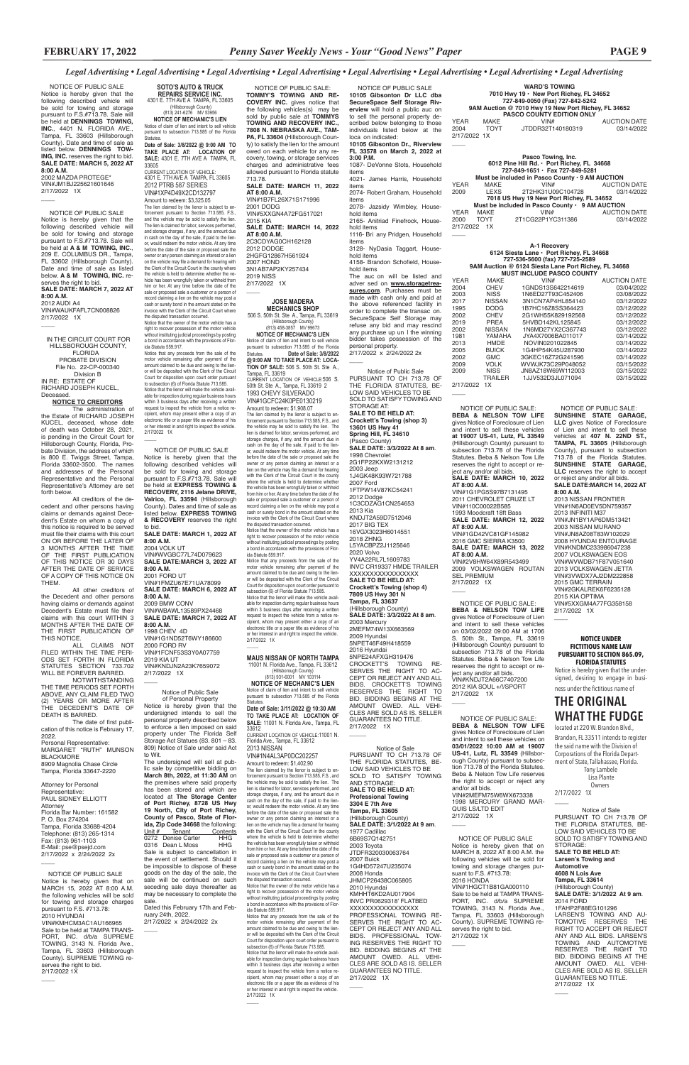*Legal Advertising • Legal Advertising • Legal Advertising • Legal Advertising • Legal Advertising • Legal Advertising • Legal Advertising • Legal Advertising*

NOTICE OF PUBLIC SALE
Notice is hereby given that the following described vehicle will be sold for towing and storage pursuant to F.S.#713.78. Sale will be held at **DENNINGS TOWING, INC.**, 4401 N. FLORIDA AVE., Tampa, FL 33603 (Hillsborough County). Date and time of sale as listed below. **DENNINGS TOWING, INC.** reserves the right to bid.
**SALE DATE: MARCH 5, 2022 AT 8:00 A.M.**
2002 MAZDA PROTEGE*
VIN#JM1BJ225621601646
2/17/2022 1X

NOTICE OF PUBLIC SALE
Notice is hereby given that the following described vehicle will be sold for towing and storage pursuant to F.S.#713.78. Sale will be held at **A & M TOWING, INC.**, 209 E. COLUMBUS DR., Tampa, FL 33602 (Hillsborough County). Date and time of sale as listed below. **A & M TOWING, INC.** reserves the right to bid.
**SALE DATE: MARCH 7, 2022 AT 8:00 A.M.**
2012 AUDI A4
VIN#WAUKFAFL7CN008826
2/17/2022 1X

IN THE CIRCUIT COURT FOR HILLSBOROUGH COUNTY, FLORIDA
PROBATE DIVISION
File No. 22-CP-000340
Division B
IN RE: ESTATE OF RICHARD JOSEPH KUCEL, Deceased.

**NOTICE TO CREDITORS**

The administration of the Estate of RICHARD JOSEPH KUCEL, deceased, whose date of death was October 28, 2021, is pending in the Circuit Court for Hillsborough County, Florida, Probate Division, the address of which is 800 E. Twiggs Street, Tampa, Florida 33602-3500. The names and addresses of the Personal Representative and the Personal Representative's Attorney are set forth below.

All creditors of the decedent and other persons having claims or demands against Decedent's Estate on whom a copy of this notice is required to be served must file their claims with this court ON OR BEFORE THE LATER OF 3 MONTHS AFTER THE TIME OF THE FIRST PUBLICATION OF THIS NOTICE OR 30 DAYS AFTER THE DATE OF SERVICE OF A COPY OF THIS NOTICE ON THEM.

All other creditors of the Decedent and other persons having claims or demands against Decedent's Estate must file their claims with this court WITHIN 3 MONTHS AFTER THE DATE OF THE FIRST PUBLICATION OF THIS NOTICE.

ALL CLAIMS NOT FILED WITHIN THE TIME PERIODS SET FORTH IN FLORIDA STATUTES SECTION 733.702 WILL BE FOREVER BARRED.

NOTWITHSTANDING THE TIME PERIODS SET FORTH ABOVE, ANY CLAIM FILED TWO (2) YEARS OR MORE AFTER THE DECEDENT'S DATE OF DEATH IS BARRED.

The date of first publication of this notice is February 17, 2022.

Personal Representative:
MARGARET "RUTH" MUNSON BLACKMORE
8909 Magnolia Chase Circle
Tampa, Florida 33647-2220

Attorney for Personal Representative:
PAUL SIDNEY ELLIOTT
Attorney
Florida Bar Number: 161582
P. O. Box 274204
Tampa, Florida 33688-4204
Telephone: (813) 265-1314
Fax: (813) 961-1103
E-Mail: pse@psejd.com
2/17/2022 x 2/24/2022 2x

NOTICE OF PUBLIC SALE
Notice is hereby given that on MARCH 15, 2022 AT 8:00 A.M. the following vehicles will be sold for towing and storage charges pursuant to F.S. #713.78:
2010 HYUNDAI
VIN#KMHCM3AC1AU166965
Sale to be held at TAMPA TRANSPORT, INC. d/b/a SUPREME TOWING, 3143 N. Florida Ave., Tampa, FL 33603 (Hillsborough County). SUPREME TOWING reserves the right to bid.
2/17/2022 1X

**SOTO'S AUTO & TRUCK REPAIRS SERVICE INC.**
4301 E. 7TH AVE A TAMPA, FL 33605
(Hillsborough County)
(813) 241-6276 MV 53956
**NOTICE OF MECHANIC'S LIEN**
Notice of claim of lien and intent to sell vehicle pursuant to subsection 713.585 of the Florida Statutes.
**Date of Sale: 3/8/2022 @ 9:00 AM TO TAKE PLACE AT: LOCATION OF SALE:** 4301 E. 7TH AVE A TAMPA, FL 33605
CURRENT LOCATION OF VEHICLE:
4301 E. 7TH AVE A TAMPA, FL 33605
2012 PTRB 587 SERIES
VIN#1XP4D49X2CD132797
Amount to redeem: $3,325.05
The lien claimed by the lienor is subject to enforcement pursuant to Section 713.585, F.S., and the vehicle may be sold to satisfy the lien. The lien is claimed for labor, services performed, and storage charges, if any, and the amount due in cash on the day of the sale, if paid to the lienor, would redeem the motor vehicle. At any time before the date of the sale or proposed sale the owner or any person claiming an interest or a lien on the vehicle may file a demand for hearing with the Clerk of the Circuit Court in the county where the vehicle is held to determine whether the vehicle has been wrongfully taken or withheld from him or her. At any time before the date of the sale or proposed sale a customer or a person of record claiming a lien on the vehicle may post a cash or surety bond in the amount stated on the invoice with the Clerk of the Circuit Court where the disputed transaction occurred.
Notice that the owner of the motor vehicle has a right to recover possession of the motor vehicle without instituting judicial proceedings by posting a bond in accordance with the provisions of Florida Statute 559.917.
Notice that any proceeds from the sale of the motor vehicle remaining after payment of the amount claimed to be due and owing to the lienor will be deposited with the Clerk of the Circuit Court for disposition upon court order pursuant to subsection (6) of Florida Statute 713.585.
Notice that the lienor will make the vehicle available for inspection during regular business hours within 3 business days after receiving a written request to inspect the vehicle from a notice recipient, whom may present either a copy of an electronic title or a paper title as evidence of his or her interest in and right to inspect the vehicle.
2/17/2022 1X

NOTICE OF PUBLIC SALE
Notice is hereby given that the following described vehicles will be sold for towing and storage pursuant to F.S.#713.78. Sale will be held at **EXPRESS TOWING & RECOVERY, 2116 Jelane DRIVE, Valrico, FL 33594** (Hillsborough County). Dates and time of sale as listed below. **EXPRESS TOWING & RECOVERY** reserves the right to bid.
**SALE DATE: MARCH 1, 2022 AT 8:00 A.M.**
2004 VOLK UT
VIN#WVGBC77L74D079623
**SALE DATE:MARCH 3, 2022 AT 8:00 A.M.**
2001 FORD UT
VIN#1FMZU67E71UA78099
**SALE DATE: MARCH 6, 2022 AT 8:00 A.M.**
2009 BMW CONV
VIN#WBAWL13589PX24468
**SALE DATE: MARCH 7, 2022 AT 8:00 A.M.**
1998 CHEV 4D
VIN#1G1ND52T6WY186600
2000 FORD RV
VIN#1FCNF53S3Y0A07759
2019 KIA UT
VIN#KNDJN2A23K7659072
2/17/2022 1X

Notice of Public Sale of Personal Property
Notice is hereby given that the undersigned intends to sell the personal property described below to enforce a lien imposed on said property under The Florida Self Storage Act Statues (83. 801 – 83. 809) Notice of Sale under said Act to Wit.
The undersigned will sell at public sale by competitive bidding on **March 8th, 2022, at 11:30 AM** on the premises where said property has been stored and which are located at **The Storage Center of Port Richey, 8728 US Hwy 19 North, City of Port Richey, County of Pasco, State of Florida, Zip Code 34668** the following:

| Unit # | Tenant | Contents |
|---|---|---|
| 0272 | Denise Carter | HHG |
| 0316 | Dean L Moss | HHG |

Sale is subject to cancellation in the event of settlement. Should it be impossible to dispose of these goods on the day of the sale, the sale will be continued on such seceding sale days thereafter as may be necessary to complete the sale.
Dated this February 17th and February 24th, 2022.
2/17/2022 x 2/24/2022 2x

NOTICE OF PUBLIC SALE: **TOMMY'S TOWING AND RECOVERY INC.** gives notice that the following vehicles(s) may be sold by public sale at **TOMMYS TOWING AND RECOVERY INC., 7808 N. NEBRASKA AVE., TAMPA, FL 33604** (Hillsborough County) to satisfy the lien for the amount owed on each vehicle for any recovery, towing, or storage services charges and administrative fees allowed pursuant to Florida statute 713.78.
**SALE DATE: MARCH 11, 2022 AT 8:00 A.M.**
VIN#1B7FL26X71S171996
2001 DODG
VIN#5XXGN4A72FG517021
2015 KIA
**SALE DATE: MARCH 14, 2022 AT 8:00 A.M.**
2C3CDYAG0CH162128
2012 DODGE
2HGFG12867H561924
2007 HOND
3N1AB7AP2KY257434
2019 NISS
2/17/2022 1X

**JOSE MADERA MECHANICS SHOP**
506 S. 50th St. A., Tampa, FL 33619
(Hillsborough County)
(813) 455-3857 MV 99673
**NOTICE OF MECHANIC'S LIEN**
Notice of claim of lien and intent to sell vehicle pursuant to subsection 713.585 of the Florida Statutes. **Date of Sale: 3/8/2022 @ 9:00 AM TO TAKE PLACE AT: LOCATION OF SALE:** 506 S. 50th St. A., Tampa, FL 33619
CURRENT LOCATION OF VEHICLE:506 S. 50th St. Ste A., Tampa, FL 33619 2
1993 CHEVY SILVERADO
VIN#1GCFC24K0PE0130219
Amount to redeem: $1,908.07
The lien claimed by the lienor is subject to enforcement pursuant to Section 713.585, F.S., and the vehicle may be sold to satisfy the lien. The lien is claimed for labor, services performed, and storage charges, if any, and the amount due in cash on the day of the sale, if paid to the lienor, would redeem the motor vehicle. At any time before the date of the sale or proposed sale the owner or any person claiming an interest or a lien on the vehicle may file a demand for hearing with the Clerk of the Circuit Court in the county where the vehicle is held to determine whether the vehicle has been wrongfully taken or withheld from him or her. At any time before the date of the sale or proposed sale a customer or a person of record claiming a lien on the vehicle may post a cash or surety bond in the amount stated on the invoice with the Clerk of the Circuit Court where the disputed transaction occurred.
Notice that the owner of the motor vehicle has a right to recover possession of the motor vehicle without instituting judicial proceedings by posting a bond in accordance with the provisions of Florida Statute 559.917.
Notice that any proceeds from the sale of the motor vehicle remaining after payment of the amount claimed to be due and owing to the lienor will be deposited with the Clerk of the Circuit Court for disposition upon court order pursuant to subsection (6) of Florida Statute 713.585.
Notice that the lienor will make the vehicle available for inspection during regular business hours within 3 business days after receiving a written request to inspect the vehicle from a notice recipient, whom may present either a copy of an electronic title or a paper title as evidence of his or her interest in and right to inspect the vehicle.
2/17/2022 1X

**MAUS NISSAN OF NORTH TAMPA**
11001 N. Florida Ave., Tampa, FL 33612
(Hillsborough County)
(813) 931-6001 MV 103114
**NOTICE OF MECHANIC'S LIEN**
Notice of claim of lien and intent to sell vehicle pursuant to subsection 713.585 of the Florida Statutes.
**Date of Sale: 3/11/2022 @ 10:30 AM TO TAKE PLACE AT: LOCATION OF SALE:** 11001 N. Florida Ave., Tampa, FL 33612
CURRENT LOCATION OF VEHICLE:11001 N. Florida Ave., Tampa, FL 33612
2013 NISSAN
VIN#1N4AL3AP0DC202257
Amount to redeem: $1,402.90
The lien claimed by the lienor is subject to enforcement pursuant to Section 713.585, F.S., and the vehicle may be sold to satisfy the lien. The lien is claimed for labor, services performed, and storage charges, if any, and the amount due in cash on the day of the sale, if paid to the lienor, would redeem the motor vehicle. At any time before the date of the sale or proposed sale the owner or any person claiming an interest or a lien on the vehicle may file a demand for hearing with the Clerk of the Circuit Court in the county where the vehicle is held to determine whether the vehicle has been wrongfully taken or withheld from him or her. At any time before the date of the sale or proposed sale a customer or a person of record claiming a lien on the vehicle may post a cash or surety bond in the amount stated on the invoice with the Clerk of the Circuit Court where the disputed transaction occurred.
Notice that the owner of the motor vehicle has a right to recover possession of the motor vehicle without instituting judicial proceedings by posting a bond in accordance with the provisions of Florida Statute 559.917.
Notice that any proceeds from the sale of the motor vehicle remaining after payment of the amount claimed to be due and owing to the lienor will be deposited with the Clerk of the Circuit Court for disposition upon court order pursuant to subsection (6) of Florida Statute 713.585.
Notice that the lienor will make the vehicle available for inspection during regular business hours within 3 business days after receiving a written request to inspect the vehicle from a notice recipient, whom may present either a copy of an electronic title or a paper title as evidence of his or her interest in and right to inspect the vehicle.
2/17/2022 1X

NOTICE OF PUBLIC SALE
**10105 Gibsonton Dr LLC dba SecureSpace Self Storage Riverview** will hold a public auc on to sell the personal property described below belonging to those individuals listed below at the loca on indicated:
**10105 Gibsonton Dr., Riverview FL 33578 on March 2, 2022 at 3:00 P.M.**
1087- DeVonne Stots, Household items
4021- James Harris, Household items
2074- Robert Graham, Household items
2078- Jazsidy Wimbley, Household items
2165- Anitriad Finefrock, Household items
1116- Bri any Pridgen, Household items
3128- NyDasia Taggart, Household items
4158- Brandon Schofield, Household items
The auc on will be listed and adver sed on **www.storagetreasures.com**. Purchases must be made with cash only and paid at the above referenced facility in order to complete the transac on. SecureSpace Self Storage may refuse any bid and may rescind any purchase up un l the winning bidder takes possession of the personal property.
2/17/2022 x 2/24/2022 2x

Notice of Public Sale
PURSUANT TO CH 713.78 OF THE FLORIDA STATUTES, BELOW SAID VEHICLES TO BE SOLD TO SATISFY TOWING AND STORAGE AT:
**SALE TO BE HELD AT: Crockett's Towing (shop 3) 13601 US Hwy 41 Spring Hill, FL 34610** (Pasco County)
**SALE DATE: 3/3/2022 At 8 am.**
1998 Chevrolet
2G1FP22KXW2131212
2003 Jeep
1J4GK48K93W721788
2007 Ford
1FTPW14V87KC54241
2012 Dodge
1C3CDZAG1CN254653
2013 Kia
KNDJT2A59D7512046
2017 BIG TEX
16VGX3023H6014551
2018 ZHNG
L5YACBPZ2J1125646
2020 Volvo
YV4A22RL7L1609783
INVC CR19337 HMDE TRAILER XXXXXXXXXXXXXXXXX
**SALE TO BE HELD AT: Crockett's Towing (shop 4) 7809 US Hwy 301 N Tampa, FL 33637** (Hillsborough County)
**SALE DATE: 3/3/2022 At 8 am.**
2003 Mercury
2MEFM74W13X663569
2009 Hyundai
5NPET46F49H418559
2016 Hyundai
5NPE24AFXGH319476
CROCKETT'S TOWING RESERVES THE RIGHT TO ACCEPT OR REJECT ANY AND ALL BIDS. CROCKETT'S TOWING RESERVES THE RIGHT TO BID. BIDDING BEGINS AT THE AMOUNT OWED. ALL VEHICLES ARE SOLD AS IS. SELLER GUARANTEES NO TITLE.
2/17/2022 1X

Notice of Sale
PURSUANT TO CH 713.78 OF THE FLORIDA STATUTES, BELOW SAID VEHICLES TO BE SOLD TO SATISFY TOWING AND STORAGE:
**SALE TO BE HELD AT: Professional Towing 3304 E 7th Ave Tampa, FL 33605** (Hillsborough County)
**SALE DATE: 3/1/2022 At 9 am.**
1977 Cadillac
6B69S7Q142751
2003 Toyota
JTDFR320030063764
2007 Buick
1G4HD57247U235074
2008 Honda
JHMCP26438C065805
2010 Hyundai
KMHHT6KD2AU017904
INVC PR0629318' FLATBED XXXXXXXXXXXXXXXXX
PROFESSIONAL TOWING RESERVES THE RIGHT TO ACCEPT OR REJECT ANY AND ALL BIDS. PROFESSIONAL TOWING RESERVES THE RIGHT TO BID. BIDDING BEGINS AT THE AMOUNT OWED. ALL VEHICLES ARE SOLD AS IS. SELLER GUARANTEES NO TITLE.
2/17/2022 1X

**WARD'S TOWING**
**7010 Hwy 19 • New Port Richey, FL 34652**
**727-849-0050 (Fax) 727-842-5242**
**9AM Auction @ 7010 Hwy 19 New Port Richey, FL 34652**
**PASCO COUNTY EDITION ONLY**

| YEAR | MAKE | VIN# | AUCTION DATE |
|---|---|---|---|
| 2004 | TOYT | JTDDR32T140180319 | 03/14/2022 |

2/17/2022 1X

**Pasco Towing, Inc.**
**6012 Pine Hill Rd. • Port Richey, FL 34668**
**727-849-1651 • Fax 727-849-5281**
**Must be included in Pasco County • 9 AM AUCTION**

| YEAR | MAKE | VIN# | AUCTION DATE |
|---|---|---|---|
| 2009 | LEXS | 2T2HK31U09C104728 | 03/14/2022 |

**7018 US Hwy 19 New Port Richey, FL 34652**
**Must be included in Pasco County • 9 AM AUCTION**

| YEAR | MAKE | VIN# | AUCTION DATE |
|---|---|---|---|
| 2000 | TOYT | 2T1CG22P1YC311386 | 03/14/2022 |

2/17/2022 1X

**A-1 Recovery**
**6124 Siesta Lane • Port Richey, FL 34668**
**727-536-5600 (fax) 727-725-2589**
**9AM Auction @ 6124 Siesta Lane Port Richey, FL 34668**
**MUST INCLUDE PASCO COUNTY**

| YEAR | MAKE | VIN# | AUCTION DATE |
|---|---|---|---|
| 2004 | CHEV | 1GNDS13S642214619 | 03/04/2022 |
| 2003 | NISS | 1N6ED27T93C452406 | 03/08/2022 |
| 2017 | NISSAN | 3N1CN7AP4HL854140 | 03/12/2022 |
| 1995 | DODG | 1B7HC16Z8SS364423 | 03/12/2022 |
| 2002 | CHEV | 2G1WH55K829192568 | 03/12/2022 |
| 2019 | PREA | 5HVBD142KL125845 | 03/12/2022 |
| 2002 | NISSAN | 1N6MD27Y2C367743 | 03/12/2022 |
| 1981 | YAMAHA | JYA4X7006BA011017 | 03/14/2022 |
| 2013 | HMDE | NOVIN0201022845 | 03/14/2022 |
| 2005 | BUICK | 1G4HP54K45U287930 | 03/14/2022 |
| 2002 | GMC | 3GKEC16Z72G241596 | 03/14/2022 |
| 2009 | VOLK | WVWJK73C29P048052 | 03/15/2022 |
| 2009 | NISS | JN8AZ18W69W112003 | 03/15/2022 |
| | TRAILER | 1JJV532D3JL071094 | 03/15/2022 |

2/17/2022 1X

NOTICE OF PUBLIC SALE: **BEBA & NELSON TOW LIFE** gives Notice of Foreclosure of Lien and intent to sell these vehicles **at 19007 US-41, Lutz, FL 33549** (Hillsborough County) pursuant to subsection 713.78 of the Florida Statutes. Beba & Nelson Tow Life reserves the right to accept or reject any and/or all bids.
**SALE DATE: MARCH 10, 2022 AT 8:00 A.M.**
VIN#1G1PG5S97B7131495
2011 CHEVROLET CRUZE LT
VIN#110C00022B585
1993 Moodcraft 18ft Bass
**SALE DATE: MARCH 12, 2022 AT 8:00 A.M.**
VIN#1GD42VC81GF145982
2016 GMC SIERRA K3500
**SALE DATE: MARCH 13, 2022 AT 8:00 A.M.**
VIN#2V8HW64X89R543499
2009 VOLKSWAGEN ROUTAN SEL PREMIUM
2/17/2022 1X

NOTICE OF PUBLIC SALE: **BEBA & NELSON TOW LIFE** gives Notice of Foreclosure of Lien and intent to sell these vehicles on 03/02/2022 09:00 AM at 1706 S. 50th St., Tampa, FL 33619 (Hillsborough County) pursuant to subsection 713.78 of the Florida Statutes. Beba & Nelson Tow Life reserves the right to accept or reject any and/or all bids.
VIN#KNDJT2A66C7407200
2012 KIA SOUL +/!/SPORT
2/17/2022 1X

NOTICE OF PUBLIC SALE: **BEBA & NELSON TOW LIFE** gives Notice of Foreclosure of Lien and intent to sell these vehicles on **03/01/2022 10:00 AM at 19007 US-41, Lutz, FL 33549** (Hillsborough County) pursuant to subsection 713.78 of the Florida Statutes. Beba & Nelson Tow Life reserves the right to accept or reject any and/or all bids.
VIN#2MEFM75W6WX673338
1998 MERCURY GRAND MARQUIS LS/LTD EDIT
2/17/2022 1X

NOTICE OF PUBLIC SALE
Notice is hereby given that on MARCH 8, 2022 AT 8:00 A.M. the following vehicles will be sold for towing and storage charges pursuant to F.S. #713.78:
2016 HONDA
VIN#1HGCT1B81GA000110
Sale to be held at TAMPA TRANSPORT, INC. d/b/a SUPREME TOWING, 3143 N. Florida Ave., Tampa, FL 33603 (Hillsborough County). SUPREME TOWING reserves the right to bid.
2/17/2022 1X

NOTICE OF PUBLIC SALE: **SUNSHINE STATE GARAGE, LLC** gives Notice of Foreclosure of Lien and intent to sell these vehicles at **407 N. 22ND ST., TAMPA, FL 33605** (Hillsborough County), pursuant to subsection 713.78 of the Florida Statutes. **SUNSHINE STATE GARAGE, LLC** reserves the right to accept or reject any and/or all bids.
**SALE DATE:MARCH 14, 2022 AT 8:00 A.M.**
2013 NISSAN FRONTIER
VIN#1N6AD0EV5DN759357
2013 INFINITI M37
VIN#JN1BY1AP6DM513421
2003 NISSAN MURANO
VIN#JN8AZ08T83W102029
2008 HYUNDAI ENTOURAGE
VIN#KNDMC233986047238
2007 VOLKSWAGEN EOS
VIN#WVWDB71F87V051640
2013 VOLKSWAGEN JETTA
VIN#3VWDX7AJ2DM222858
2015 GMC TERRAIN
VIN#2GKALREK6F6235128
2015 KIA OPTIMA
VIN#5XXGM4A77FG358158
2/17/2022 1X

**NOTICE UNDER FICTITIOUS NAME LAW PURSUANT TO SECTION 865.09, FLORIDA STATUTES**
Notice is hereby given that the undersigned, desiring to engage in business under the fictitious name of
**THE ORIGINAL WHAT THE FUDGE**
located at 220 W. Brandon Blvd., Brandon, FL 33511 intends to register the said name with the Division of Corporations of the Florida Department of State, Tallahassee, Florida.
Tony Lambele
Lisa Plante
Owners
2/17/2022 1X

Notice of Sale
PURSUANT TO CH 713.78 OF THE FLORIDA STATUTES, BELOW SAID VEHICLES TO BE SOLD TO SATISFY TOWING AND STORAGE:
**SALE TO BE HELD AT: Larsen's Towing and Automotive 4608 N Lois Ave Tampa, FL 33614** (Hillsborough County)
**SALE DATE: 3/1/2022 At 9 am.**
2014 FORD
1FAHP2F88EG101296
LARSEN'S TOWING AND AUTOMOTIVE RESERVES THE RIGHT TO ACCEPT OR REJECT ANY AND ALL BIDS. LARSEN'S TOWING AND AUTOMOTIVE RESERVES THE RIGHT TO BID. BIDDING BEGINS AT THE AMOUNT OWED. ALL VEHICLES ARE SOLD AS IS. SELLER GUARANTEES NO TITLE.
2/17/2022 1X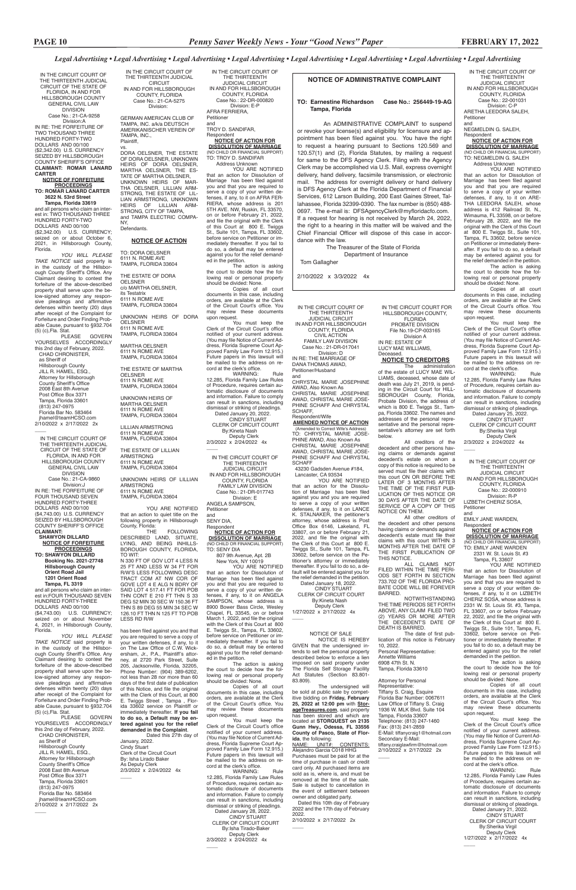*Legal Advertising • Legal Advertising • Legal Advertising • Legal Advertising • Legal Advertising • Legal Advertising • Legal Advertising • Legal Advertising*

IN THE CIRCUIT COURT OF THE THIRTEENTH JUDICIAL CIRCUIT OF THE STATE OF FLORIDA, IN AND FOR HILLSBOROUGH COUNTY GENERAL CIVIL LAW DIVISION
Case No.: 21-CA-9258
Division:A
IN RE: THE FORFEITURE OF TWO THOUSAND THREE HUNDRED FORTY-TWO DOLLARS AND 00/100 ($2,342.00) U.S. CURRENCY SEIZED BY HILLSBOROUGH COUNTY SHERIFF'S OFFICE
**CLAIMANT: ROMAR LANARD CARTER**

**NOTICE OF FORFEITURE PROCEEDINGS**

**TO: ROMAR LANARD CARTER 3622 N. 53rd Street Tampa, Florida 33619**

and all persons who claim an interest in: TWO THOUSAND THREE HUNDRED FORTY-TWO DOLLARS AND 00/100 ($2,342.00) U.S. CURRENCY; seized on or about October 6, 2021, in Hillsborough County, Florida.

*YOU WILL PLEASE TAKE NOTICE* said property is in the custody of the Hillsborough County Sheriff's Office. Any Claimant desiring to contest the forfeiture of the above-described property shall serve upon the below-signed attorney any responsive pleadings and affirmative defenses within twenty (20) days after receipt of the Complaint for Forfeiture and Order Finding Probable Cause, pursuant to §932.704 (5) (c),Fla. Stat.

PLEASE GOVERN YOURSELVES ACCORDINGLY this 2nd day of February, 2022.
CHAD CHRONISTER, as Sheriff of Hillsborough County
JILL R. HAMEL, ESQ., Attorney for Hillsborough County Sheriff's Office
2008 East 8th Avenue
Post Office Box 3371
Tampa, Florida 33601
(813) 247-0975
Florida Bar No. 583464
jhamel@teamHCSO.com
2/10/2022 x 2/17/2022 2x

---

IN THE CIRCUIT COURT OF THE THIRTEENTH JUDICIAL CIRCUIT OF THE STATE OF FLORIDA, IN AND FOR HILLSBOROUGH COUNTY GENERAL CIVIL LAW DIVISION
Case No.: 21-CA-9860
Division:J
IN RE: THE FORFEITURE OF FOUR THOUSAND SEVEN HUNDRED FORTY-THREE DOLLARS AND 00/100 ($4,743.00) U.S. CURRENCY SEIZED BY HILLSBOROUGH COUNTY SHERIFF'S OFFICE
**CLAIMANT: SHAWYON DILLARD**

**NOTICE OF FORFEITURE PROCEEDINGS**

**TO: SHAWYON DILLARD Booking No. 2021-27748 Hillsborough County Orient Road Jail 1201 Orient Road Tampa, FL 3319**

and all persons who claim an interest in:FOUR THOUSAND SEVEN HUNDRED FORTY-THREE DOLLARS AND 00/100 ($4,743.00) U.S. CURRENCY; seized on or about November 4, 2021, in Hillsborough County, Florida.

*YOU WILL PLEASE TAKE NOTICE* said property is in the custody of the Hillsborough County Sheriff's Office. Any Claimant desiring to contest the forfeiture of the above-described property shall serve upon the below-signed attorney any responsive pleadings and affirmative defenses within twenty (20) days after receipt of the Complaint for Forfeiture and Order Finding Probable Cause, pursuant to §932.704 (5) (c),Fla. Stat.

PLEASE GOVERN YOURSELVES ACCORDINGLY this 2nd day of February, 2022.
CHAD CHRONISTER, as Sheriff of Hillsborough County
JILL R. HAMEL, ESQ., Attorney for Hillsborough County Sheriff's Office
2008 East 8th Avenue
Post Office Box 3371
Tampa, Florida 33601
(813) 247-0975
Florida Bar No. 583464
jhamel@teamHCSO.com
2/10/2022 x 2/17/2022 2x

---

IN THE CIRCUIT COURT OF THE THIRTEENTH JUDICIAL CIRCUIT IN AND FOR HILLSBOROUGH COUNTY, FLORIDA
Case No.: 21-CA-5275
Division:

GERMAN AMERICAN CLUB OF TAMPA, INC. a/k/a DEUTSCH AMERIKANISCHER VEREIN OF TAMPA, INC.,
Plaintiff,
vs.
DORA OELSNER, THE ESTATE OF DORA OELSNER, UNKNOWN HEIRS OF DORA OELSNER, MARTHA OELSNER, THE ESTATE OF MARTHA OELSNER, UNKNOWN HEIRS OF MARTHA OELSNER, LILLIAN ARMSTRONG, THE ESTATE OF LILLIAN ARMSTRONG, UNKNOWN HEIRS OF LILLIAN ARMSTRONG, CITY OF TAMPA, and TAMPA ELECTRIC COMPANY,
Defendants.

**NOTICE OF ACTION**

TO: DORA OELSNER
6111 N. ROME AVE
TAMPA, FLORIDA 33604

THE ESTATE OF DORA OELSNER
c/o MARTHA OELSNER, its Testatrix
6111 N ROME AVE
TAMPA, FLORIDA 33604

UNKNOWN HEIRS OF DORA OELSNER
6111 N ROME AVE
TAMPA, FLORIDA 33604

MARTHA OELSNER
6111 N ROME AVE
TAMPA, FLORIDA 33604

THE ESTATE OF MARTHA OELSNER
6111 N ROME AVE
TAMPA, FLORIDA 33604

UNKNOWN HEIRS OF MARTHA OELSNER
6111 N ROME AVE
TAMPA, FLORIDA 33604

LILLIAN ARMSTRONG
6111 N ROME AVE
TAMPA, FLORIDA 33604

THE ESTATE OF LILLIAN ARMSTRONG
6111 N ROME AVE
TAMPA, FLORIDA 33604

UNKNOWN HEIRS OF LILLIAN ARMSTRONG
6111 N ROME AVE
TAMPA, FLORIDA 33604

YOU ARE NOTIFIED that an action to quiet title on the following property in Hillsborough County, Florida:

THE FOLLOWING DESCRIBED LAND, SITUATE, LYING, AND BEING INHILLSBOROUGH COUNTY, FLORIDA, TO WIT:
N 330 FT OF GOV LOT 4 LESS N 25 FT AND LESS W 34 FT FOR R/W'S LESS FOLLOWING DESC TRACT COM AT NW COR OF GOVE LOT 4 E ALG N BDRY OF SAID LOT 4 517.41 FT FOR POB THN CONT E 210 FT THN S 33 DEG 52 MIN 30 SEC W 150.36 FT THN S 89 DEG 55 MIN 34 SEC W 126.10 FT THN N 125 FT TO POB LESS RD R/W

has been filed against you and that you are required to serve a copy of your written defenses, if any, to it on The Law Office of C.W. Wickersham, Jr., P.A., Plaintiff's attorney, at 2720 Park Street, Suite 205, Jacksonville, Florida, 32205, Phone Number: (904) 389-6202, not less than 28 nor more than 60 days of the first date of publication of this Notice, and file the original with the Clerk of this Court, at 800 E. Twiggs Street , Tampa , Florida 33602 service on Plaintiff or immediately thereafter. **If you fail to do so, a Default may be entered against you for the relief demanded in the Complaint**.

Dated this 27th day of January, 2022.
Cindy Stuart
Clerk of the Circuit Court
By: Isha Lirado Baker
As Deputy Clerk
2/3/2022 x 2/24/2022 4x

---

IN THE CIRCUIT COURT OF THE THIRTEENTH JUDICIAL CIRCUIT IN AND FOR HILLSBOROUGH COUNTY, FLORIDA
Case No.: 22-DR-000820
Division: E-P
AFRA FERRIERA,
Petitioner
and
TROY D. SANDIFAR,
Respondent

**NOTICE OF ACTION FOR DISSOLUTION OF MARRIAGE**
(NO CHILD OR FINANCIAL SUPPORT)

TO: TROY D. SANDIFAR
Address Unknown

YOU ARE NOTIFIED that an action for Dissolution of Marriage has been filed against you and that you are required to serve a copy of your written defenses, if any, to it on AFRA FERRIERA, whose address is 201 5TH AVE. NW, Ruskin, FL 33570, on or before February 21, 2022, and file the original with the Clerk of this Court at 800 E. Twiggs St., Suite 101, Tampa, FL 33602, before service on Petitioner or immediately thereafter. If you fail to do so, a default may be entered against you for the relief demanded in the petition.

The action is asking the court to decide how the following real or personal property should be divided: None.

Copies of all court documents in this case, including orders, are available at the Clerk of the Circuit Court's office. You may review these documents upon request.

You must keep the Clerk of the Circuit Court's office notified of your current address. (You may file Notice of Current Address, Florida Supreme Court Approved Family Law Form 12.915.) Future papers in this lawsuit will be mailed to the address on record at the clerk's office.

WARNING: Rule 12.285, Florida Family Law Rules of Procedure, requires certain automatic disclosure of documents and information. Failure to comply can result in sanctions, including dismissal or striking of pleadings.

Dated January 20, 2022.
CINDY STUART
CLERK OF CIRCUIT COURT
By:Kineta Nash
Deputy Clerk
2/3/2022 x 2/24/2022 4x

---

IN THE CIRCUIT COURT OF THE THIRTEENTH JUDICIAL CIRCUIT IN AND FOR HILLSBOROUGH COUNTY, FLORIDA FAMILY LAW DIVISION
Case No.: 21-DR-017743
Division: E
ANGELA SAMPSON,
Petitioner
and
SENY DIA,
Respondent

**NOTICE OF ACTION FOR DISSOLUTION OF MARRIAGE**
(NO CHILD OR FINANCIAL SUPPORT)

TO: SENY DIA
807 9th Avenue, Apt. 2B
New York, NY 10019

YOU ARE NOTIFIED that an action for Dissolution of Marriage has been filed against you and that you are required to serve a copy of your written defenses, if any, to it on ANGELA SAMPSON, whose address is 8900 Bower Bass Circle, Wesley Chapel, FL 33545, on or before March 1, 2022, and file the original with the Clerk of this Court at 800 E. Twiggs St., Tampa, FL 33602, before service on Petitioner or immediately thereafter. If you fail to do so, a default may be entered against you for the relief demanded in the petition.

The action is asking the court to decide how the following real or personal property should be divided: None.

Copies of all court documents in this case, including orders, are available at the Clerk of the Circuit Court's office. You may review these documents upon request.

You must keep the Clerk of the Circuit Court's office notified of your current address. (You may file Notice of Current Address, Florida Supreme Court Approved Family Law Form 12.915.) Future papers in this lawsuit will be mailed to the address on record at the clerk's office.

WARNING: Rule 12.285, Florida Family Law Rules of Procedure, requires certain automatic disclosure of documents and information. Failure to comply can result in sanctions, including dismissal or striking of pleadings.

Dated January 28, 2022.
CINDY STUART
CLERK OF CIRCUIT COURT
By:Isha Tirado-Baker
Deputy Clerk
2/3/2022 x 2/24/2022 4x

---

**NOTICE OF ADMINISTRATIVE COMPLAINT**

**TO: Earnestine Richardson Case No.: 256449-19-AG Tampa, Florida**

An ADMINISTRATIVE COMPLAINT to suspend or revoke your license(s) and eligibility for licensure and appointment has been filed against you. You have the right to request a hearing pursuant to Sections 120.569 and 120.57(1) and (2), Florida Statutes, by mailing a request for same to the DFS Agency Clerk. Filing with the Agency Clerk may be accomplished via U.S. Mail, express overnight delivery, hand delivery, facsimile transmission, or electronic mail. The address for overnight delivery or hand delivery is DFS Agency Clerk at the Florida Department of Financial Services, 612 Larson Building, 200 East Gaines Street, Tallahassee, Florida 32399-0390. The fax number is (850) 488-0697. The e-mail is: DFSAgencyClerk@myfloridacfo.com. If a request for hearing is not received by March 24, 2022, the right to a hearing in this matter will be waived and the Chief Financial Officer will dispose of this case in accordance with the law.

The Treasurer of the State of Florida
Department of Insurance
Tom Gallagher

2/10/2022 x 3/3/2022 4x

---

IN THE CIRCUIT COURT OF THE THIRTEENTH JUDICIAL CIRCUIT IN AND FOR HILLSBOROUGH COUNTY, FLORIDA CIVIL ACTION FAMILY LAW DIVISION
Case No.: 21-DR-017041
Division: D
IN RE: THE MARRIAGE OF DANA THOMAS AWAD,
Petitioner/Husband
and
CHRYSTAL MARIE JOSEPHINE AWAD, Also Known As CHRISTAL MARIE JOSEPHINE AWAD, CHRISTAL MARIE JOSEPHINE SCHAFF And CHRYSTAL SCHAFF,
Respondent/Wife

**AMENDED NOTICE OF ACTION**
(Amended to Correct Wife's Address)

TO: CHRYSTAL MARIE JOSEPHINE AWAD, Also Known As CHRISTAL MARIE JOSEPHINE AWAD, CHRISTAL MARIE JOSEPHINE SCHAFF And CHRYSTAL SCHAFF
43230 Gadsden Avenue #184, Lancaster, CA 93534

YOU ARE NOTIFIED that an action for the Dissolution of Marriage has been filed against you and you are required to serve a copy of your written defenses, if any, to it on LANCE K. STALNAKER, the petitioner's attorney, whose address is Post Office Box 6146, Lakeland, FL 33807, on or before February 21, 2022, and file the original with the Clerk of this Court at 800 E. Twiggs St., Suite 101, Tampa, FL 33602, before service on the Petitioner's attorney or immediately thereafter. If you fail to do so, a default will be entered against you for the relief demanded in the petition.

Dated January 18, 2022.
CINDY STUART
CLERK OF CIRCUIT COURT
By:Kineta Nash
Deputy Clerk
1/27/2022 x 2/17/2022 4x

---

NOTICE OF SALE

NOTICE IS HEREBY GIVEN that the undersigned intends to sell the personal property described below to enforce a lien imposed on said property under The Florida Self Storage Facility Act Statutes (Section 83.801-83.809).

The undersigned will be sold at public sale by competitive bidding on **Friday, February 25, 2022 at 12:00 pm** with **StorageTreasures.com**, said property has been stored and which are located at **STORQUEST on 2135 Gunn Hwy., Odessa, FL 33556 County of Pasco, State of Florida**, the following:

NAME: UNIT#: CONTENTS:
Alejandro Garcia C018 HHG

Purchases must be paid for at the time of purchase in cash or credit card only. All purchased items are sold as is, where is, and must be removed at the time of the sale. Sale is subject to cancellation in the event of settlement between owner and obligated party.

Dated this 10th day of February 2022 and the 17th day of February 2022.
2/10/2022 x 2/17/2022 2x

---

IN THE CIRCUIT COURT FOR HILLSBOROUGH COUNTY, FLORIDA PROBATE DIVISION
File No.19-CP-003165
Division A
IN RE: ESTATE OF LUCY MAE WILLIAMS,
Deceased.

**NOTICE TO CREDITORS**

The administration of the estate of LUCY MAE WILLIAMS, deceased, whose date of death was July 21, 2019, is pending in the Circuit Court for HILLSBOROUGH County, Florida, Probate Division, the address of which is 800 E. Twiggs St., Tampa, Florida 33602. The names and addresses of the personal representative and the personal representative's attorney are set forth below.

All creditors of the decedent and other persons having claims or demands against decedent's estate on whom a copy of this notice is required to be served must file their claims with this court ON OR BEFORE THE LATER OF 3 MONTHS AFTER THE TIME OF THE FIRST PUBLICATION OF THIS NOTICE OR 30 DAYS AFTER THE DATE OF SERVICE OF A COPY OF THIS NOTICE ON THEM.

All other creditors of the decedent and other persons having claims or demands against decedent's estate must file their claims with this court WITHIN 3 MONTHS AFTER THE DATE OF THE FIRST PUBLICATION OF THIS NOTICE.

ALL CLAIMS NOT FILED WITHIN THE TIME PERIODS SET FORTH IN SECTION 733.702 OF THE FLORIDA PROBATE CODE WILL BE FOREVER BARRED.

NOTWITHSTANDING THE TIME PERIODS SET FORTH ABOVE, ANY CLAIM FILED TWO (2) YEARS OR MORE AFTER THE DECEDENT'S DATE OF DEATH IS BARRED.

The date of first publication of this notice is February 10, 2022.

Personal Representative:
Annette Williams
6908 47th St. N.
Tampa, Florida 33610

Attorney for Personal Representative:
Tiffany S. Craig, Esquire
Florida Bar Number: 0067611
Law Office of Tiffany S. Craig
1936 W. MLK Blvd. Suite 104
Tampa, Florida 33607
Telephone: (813) 247-1460
Fax: (813) 241-2859
E-Mail: tiffanycraig1@hotmail.com
Secondary E-Mail: tiffany.craiglawfirm@hotmail.com
2/10/2022 x 2/17/2022 2x

---

IN THE CIRCUIT COURT OF THE THIRTEENTH JUDICIAL CIRCUIT IN AND FOR HILLSBOROUGH COUNTY, FLORIDA
Case No.: 22-DR-001031
Division: C-P
ARETHA LEEDORA SALEH,
Petitioner
and
NEGMELDIN G. SALEH,
Respondent

**NOTICE OF ACTION FOR DISSOLUTION OF MARRIAGE**
(NO CHILD OR FINANCIAL SUPPORT)

TO: NEGMELDIN G. SALEH
Address Unknown

YOU ARE NOTIFIED that an action for Dissolution of Marriage has been filed against you and that you are required to serve a copy of your written defenses, if any, to it on ARETHA LEEDORA SALEH, whose address is 412 Railroad St. N., Wimauma, FL 33598, on or before February 28, 2022, and file the original with the Clerk of this Court at 800 E. Twiggs St., Suite 101, Tampa, FL 33602, before service on Petitioner or immediately thereafter. If you fail to do so, a default may be entered against you for the relief demanded in the petition.

The action is asking the court to decide how the following real or personal property should be divided: None.

Copies of all court documents in this case, including orders, are available at the Clerk of the Circuit Court's office. You may review these documents upon request.

You must keep the Clerk of the Circuit Court's office notified of your current address. (You may file Notice of Current Address, Florida Supreme Court Approved Family Law Form 12.915.) Future papers in this lawsuit will be mailed to the address on record at the clerk's office.

WARNING: Rule 12.285, Florida Family Law Rules of Procedure, requires certain automatic disclosure of documents and information. Failure to comply can result in sanctions, including dismissal or striking of pleadings.

Dated January 25, 2022.
CINDY STUART
CLERK OF CIRCUIT COURT
By:Sherika Virgil
Deputy Clerk
2/3/2022 x 2/24/2022 4x

---

IN THE CIRCUIT COURT OF THE THIRTEENTH JUDICIAL CIRCUIT IN AND FOR HILLSBOROUGH COUNTY, FLORIDA
Case No.: 22-DR-000910
Division: R-P
LIZBETH CHERIZ SOSA,
Petitioner
and
EMILY JANE WARDEN,
Respondent

**NOTICE OF ACTION FOR DISSOLUTION OF MARRIAGE**
(NO CHILD OR FINANCIAL SUPPORT)

TO: EMILY JANE WARDEN
2331 W. St. Louis St. #3
Tampa, FL 33607

YOU ARE NOTIFIED that an action for Dissolution of Marriage has been filed against you and that you are required to serve a copy of your written defenses, if any, to it on LIZBETH CHERIZ SOSA, whose address is 2331 W. St. Louis St. #3, Tampa, FL 33607, on or before February 22, 2022, and file the original with the Clerk of this Court at 800 E. Twiggs St., Suite 101, Tampa, FL 33602, before service on Petitioner or immediately thereafter. If you fail to do so, a default may be entered against you for the relief demanded in the petition.

The action is asking the court to decide how the following real or personal property should be divided: None.

Copies of all court documents in this case, including orders, are available at the Clerk of the Circuit Court's office. You may review these documents upon request.

You must keep the Clerk of the Circuit Court's office notified of your current address. (You may file Notice of Current Address, Florida Supreme Court Approved Family Law Form 12.915.) Future papers in this lawsuit will be mailed to the address on record at the clerk's office.

WARNING: Rule 12.285, Florida Family Law Rules of Procedure, requires certain automatic disclosure of documents and information. Failure to comply can result in sanctions, including dismissal or striking of pleadings.

Dated January 21, 2022.
CINDY STUART
CLERK OF CIRCUIT COURT
By:Sherika Virgil
Deputy Clerk
1/27/2022 x 2/17/2022 4x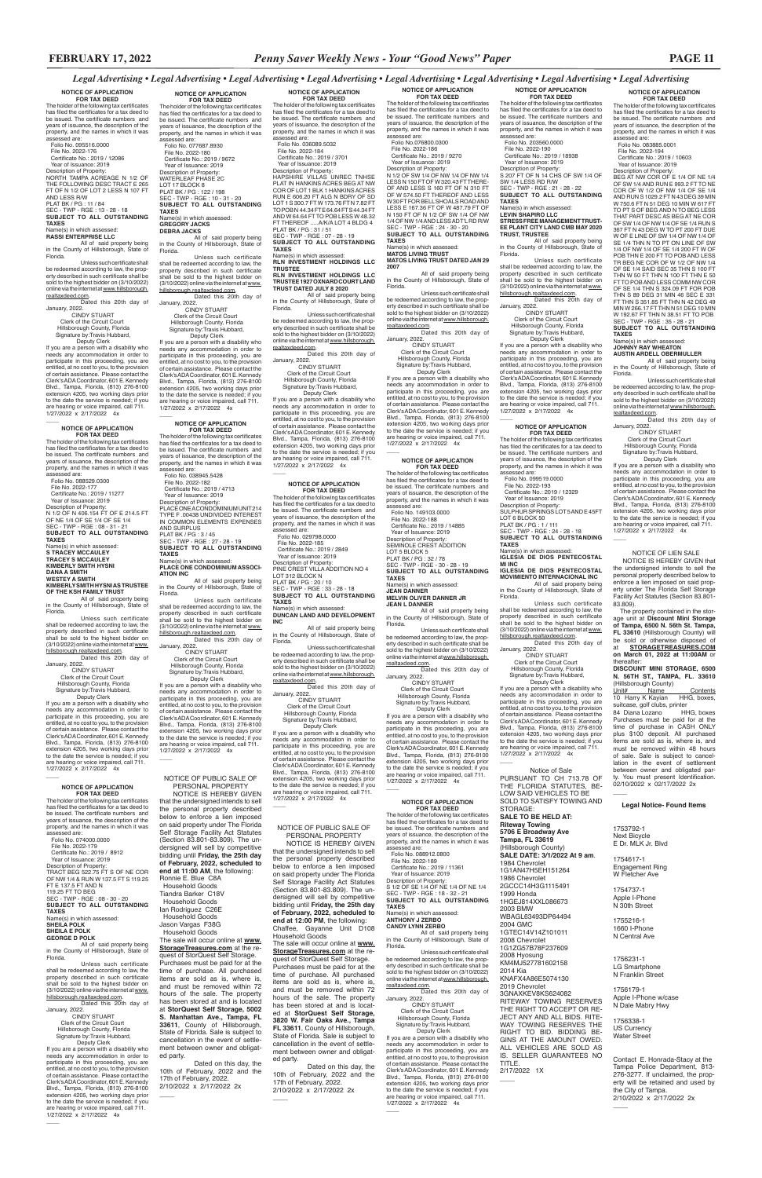*Legal Advertising • Legal Advertising • Legal Advertising • Legal Advertising • Legal Advertising • Legal Advertising • Legal Advertising • Legal Advertising*

**NOTICE OF APPLICATION FOR TAX DEED**

The holder of the following tax certificates has filed the certificates for a tax deed to be issued. The certificate numbers and years of issuance, the description of the property, and the names in which it was assessed are:

Folio No. 095516.0000
File No. 2022-176
Certificate No.: 2019 / 12086
Year of Issuance: 2019
Description of Property:
NORTH TAMPA ACREAGE N 1/2 OF THE FOLLOWING DESC TRACT E 265 FT OF N 1/2 OF LOT 2 LESS N 107 FT AND LESS R/W
PLAT BK / PG : 11 / 84
SEC - TWP - RGE : 13 - 28 - 18
**SUBJECT TO ALL OUTSTANDING TAXES**
Name(s) in which assessed:
**RASSI ENTERPRISE LLC**

All of said property being in the County of Hillsborough, State of Florida.

Unless such certificate shall be redeemed according to law, the property described in such certificate shall be sold to the highest bidder on (3/10/2022) online via the internet at www.hillsborough.realtaxdeed.com.

Dated this 20th day of January, 2022.

CINDY STUART
Clerk of the Circuit Court
Hillsborough County, Florida
Signature by:Travis Hubbard,
Deputy Clerk

If you are a person with a disability who needs any accommodation in order to participate in this proceeding, you are entitled, at no cost to you, to the provision of certain assistance. Please contact the Clerk's ADA Coordinator, 601 E. Kennedy Blvd., Tampa, Florida, (813) 276-8100 extension 4205, two working days prior to the date the service is needed; if you are hearing or voice impaired, call 711.
1/27/2022 x 2/17/2022 4x

---

**NOTICE OF APPLICATION FOR TAX DEED**

The holder of the following tax certificates has filed the certificates for a tax deed to be issued. The certificate numbers and years of issuance, the description of the property, and the names in which it was assessed are:

Folio No. 088529.0300
File No. 2022-177
Certificate No.: 2019 / 11277
Year of Issuance: 2019
Description of Property:
N 1/2 OF N 406.154 FT OF E 214.5 FT OF NE 1/4 OF SE 1/4 OF SE 1/4
SEC - TWP - RGE : 08 - 31 - 21
**SUBJECT TO ALL OUTSTANDING TAXES**
Name(s) in which assessed:
**S TRACEY MCCAULEY**
**TRACEY S MCCAULEY**
**KIMBERLY SMITH HYSNI**
**DANA A SMITH**
**WESTEY A SMITH**
**KIMBERLY SMITH HYSNI AS TRUSTEE OF THE KSH FAMILY TRUST**

All of said property being in the County of Hillsborough, State of Florida.

Unless such certificate shall be redeemed according to law, the property described in such certificate shall be sold to the highest bidder on (3/10/2022) online via the internet at www.hillsborough.realtaxdeed.com.

Dated this 20th day of January, 2022.

CINDY STUART
Clerk of the Circuit Court
Hillsborough County, Florida
Signature by:Travis Hubbard,
Deputy Clerk

If you are a person with a disability who needs any accommodation in order to participate in this proceeding, you are entitled, at no cost to you, to the provision of certain assistance. Please contact the Clerk's ADA Coordinator, 601 E. Kennedy Blvd., Tampa, Florida, (813) 276-8100 extension 4205, two working days prior to the date the service is needed; if you are hearing or voice impaired, call 711.
1/27/2022 x 2/17/2022 4x

---

**NOTICE OF APPLICATION FOR TAX DEED**

The holder of the following tax certificates has filed the certificates for a tax deed to be issued. The certificate numbers and years of issuance, the description of the property, and the names in which it was assessed are:

Folio No. 074000.0000
File No. 2022-179
Certificate No.: 2019 / 8912
Year of Issuance: 2019
Description of Property:
TRACT BEG 522.75 FT S OF NE COR OF NW 1/4 & RUN W 137.5 FT S 119.25 FT E 137.5 FT AND N 119.25 FT TO BEG
SEC - TWP - RGE : 08 - 30 - 20
**SUBJECT TO ALL OUTSTANDING TAXES**
Name(s) in which assessed:
**SHEILA POLK**
**SHEILA E POLK**
**GEORGE D POLK**

All of said property being in the County of Hillsborough, State of Florida.

Unless such certificate shall be redeemed according to law, the property described in such certificate shall be sold to the highest bidder on (3/10/2022) online via the internet at www.hillsborough.realtaxdeed.com.

Dated this 20th day of January, 2022.

CINDY STUART
Clerk of the Circuit Court
Hillsborough County, Florida
Signature by:Travis Hubbard,
Deputy Clerk

If you are a person with a disability who needs any accommodation in order to participate in this proceeding, you are entitled, at no cost to you, to the provision of certain assistance. Please contact the Clerk's ADA Coordinator, 601 E. Kennedy Blvd., Tampa, Florida, (813) 276-8100 extension 4205, two working days prior to the date the service is needed; if you are hearing or voice impaired, call 711.
1/27/2022 x 2/17/2022 4x

---

**NOTICE OF APPLICATION FOR TAX DEED**

The holder of the following tax certificates has filed the certificates for a tax deed to be issued. The certificate numbers and years of issuance, the description of the property, and the names in which it was assessed are:

Folio No. 077687.8930
File No. 2022-180
Certificate No.: 2019 / 9672
Year of Issuance: 2019
Description of Property:
WATERLEAF PHASE 2C LOT 17 BLOCK 8
PLAT BK / PG : 122 / 198
SEC - TWP - RGE : 10 - 31 - 20
**SUBJECT TO ALL OUTSTANDING TAXES**
Name(s) in which assessed:
**GREGORY JACKS**
**DEBRA JACKS**

All of said property being in the County of Hillsborough, State of Florida.

Unless such certificate shall be redeemed according to law, the property described in such certificate shall be sold to the highest bidder on (3/10/2022) online via the internet at www.hillsborough.realtaxdeed.com.

Dated this 20th day of January, 2022.

CINDY STUART
Clerk of the Circuit Court
Hillsborough County, Florida
Signature by:Travis Hubbard,
Deputy Clerk

If you are a person with a disability who needs any accommodation in order to participate in this proceeding, you are entitled, at no cost to you, to the provision of certain assistance. Please contact the Clerk's ADA Coordinator, 601 E. Kennedy Blvd., Tampa, Florida, (813) 276-8100 extension 4205, two working days prior to the date the service is needed; if you are hearing or voice impaired, call 711.
1/27/2022 x 2/17/2022 4x

---

**NOTICE OF APPLICATION FOR TAX DEED**

The holder of the following tax certificates has filed the certificates for a tax deed to be issued. The certificate numbers and years of issuance, the description of the property, and the names in which it was assessed are:

Folio No. 038945.5428
File No. 2022-182
Certificate No.: 2019 / 4713
Year of Issuance: 2019
Description of Property:
PLACE ONE CONDOMINIUM UNIT 214 TYPE F .00438 UNDIVIDED INTEREST IN COMMON ELEMENTS EXPENSES AND SURPLUS
PLAT BK / PG : 3 / 45
SEC - TWP - RGE : 27 - 28 - 19
**SUBJECT TO ALL OUTSTANDING TAXES**
Name(s) in which assessed:
**PLACE ONE CONDOMINIUM ASSOCIATION INC**

All of said property being in the County of Hillsborough, State of Florida.

Unless such certificate shall be redeemed according to law, the property described in such certificate shall be sold to the highest bidder on (3/10/2022) online via the internet at www.hillsborough.realtaxdeed.com.

Dated this 20th day of January, 2022.

CINDY STUART
Clerk of the Circuit Court
Hillsborough County, Florida
Signature by:Travis Hubbard,
Deputy Clerk

If you are a person with a disability who needs any accommodation in order to participate in this proceeding, you are entitled, at no cost to you, to the provision of certain assistance. Please contact the Clerk's ADA Coordinator, 601 E. Kennedy Blvd., Tampa, Florida, (813) 276-8100 extension 4205, two working days prior to the date the service is needed; if you are hearing or voice impaired, call 711.
1/27/2022 x 2/17/2022 4x

---

NOTICE OF PUBLIC SALE OF PERSONAL PROPERTY

NOTICE IS HEREBY GIVEN that the undersigned intends to sell the personal property described below to enforce a lien imposed on said property under The Florida Self Storage Facility Act Statutes (Section 83.801-83.809). The undersigned will sell by competitive bidding until **Friday, the 25th day of February, 2022, scheduled to end at 11:00 AM**, the following:

Ronnie E. Blue C8A
Household Goods
Tiandra Barker C1BV
Household Goods
Ian Rodriguez C26E
Household Goods
Jason Vargas F38G
Household Goods

The sale will occur online at **www.StorageTreasures.com** at the request of StorQuest Self Storage. Purchases must be paid for at the time of purchase. All purchased items are sold as is, where is, and must be removed within 72 hours of the sale. The property has been stored at and is located at **StorQuest Self Storage, 5002 S. Manhattan Ave., Tampa, FL 33611**, County of Hillsborough, State of Florida. Sale is subject to cancellation in the event of settlement between owner and obligated party.

Dated on this day, the 10th of February, 2022 and the 17th of February, 2022.
2/10/2022 x 2/17/2022 2x

---

**NOTICE OF APPLICATION FOR TAX DEED**

The holder of the following tax certificates has filed the certificates for a tax deed to be issued. The certificate numbers and years of issuance, the description of the property, and the names in which it was assessed are:

Folio No. 036089.5032
File No. 2022-184
Certificate No.: 2019 / 3701
Year of Issuance: 2019
Description of Property:
HAPSHIRE VILLAS UNREC TNHSE PLAT IN HANKINS ACRES BEG AT NW COR OF LOT 1 BLK 1 HANKINS ACRES RUN E 606.20 FT ALG N BDRY OF SD LOT 1 S 300.7 FT W 173.76 FTN 7.82 FT TO POB N 44.34 FT E 64.64 FT S 44.34 FT AND W 64.64 FT TO POB LESS W 48.32 FT THEREOF .....A/K/A LOT 4 BLDG 4
PLAT BK / PG : 31 / 51
SEC - TWP - RGE : 07 - 28 - 19
**SUBJECT TO ALL OUTSTANDING TAXES**
Name(s) in which assessed:
**RLN INVESTMENT HOLDINGS LLC TRUSTEE**
**RLN INVESTMENT HOLDINGS LLC TRUSTEE 1827 OXNARD COURT LAND TRUST DATED JULY 8 2020**

All of said property being in the County of Hillsborough, State of Florida.

Unless such certificate shall be redeemed according to law, the property described in such certificate shall be sold to the highest bidder on (3/10/2022) online via the internet at www.hillsborough.realtaxdeed.com.

Dated this 20th day of January, 2022.

CINDY STUART
Clerk of the Circuit Court
Hillsborough County, Florida
Signature by:Travis Hubbard,
Deputy Clerk

If you are a person with a disability who needs any accommodation in order to participate in this proceeding, you are entitled, at no cost to you, to the provision of certain assistance. Please contact the Clerk's ADA Coordinator, 601 E. Kennedy Blvd., Tampa, Florida, (813) 276-8100 extension 4205, two working days prior to the date the service is needed; if you are hearing or voice impaired, call 711.
1/27/2022 x 2/17/2022 4x

---

**NOTICE OF APPLICATION FOR TAX DEED**

The holder of the following tax certificates has filed the certificates for a tax deed to be issued. The certificate numbers and years of issuance, the description of the property, and the names in which it was assessed are:

Folio No. 029798.0000
File No. 2022-185
Certificate No.: 2019 / 2849
Year of Issuance: 2019
Description of Property:
PINE CREST VILLA ADDITION NO 4 LOT 312 BLOCK N
PLAT BK / PG : 20 / 10
SEC - TWP - RGE : 33 - 28 - 18
**SUBJECT TO ALL OUTSTANDING TAXES**
Name(s) in which assessed:
**DUNCAN LAND AND DEVELOPMENT INC**

All of said property being in the County of Hillsborough, State of Florida.

Unless such certificate shall be redeemed according to law, the property described in such certificate shall be sold to the highest bidder on (3/10/2022) online via the internet at www.hillsborough.realtaxdeed.com.

Dated this 20th day of January, 2022.

CINDY STUART
Clerk of the Circuit Court
Hillsborough County, Florida
Signature by:Travis Hubbard,
Deputy Clerk

If you are a person with a disability who needs any accommodation in order to participate in this proceeding, you are entitled, at no cost to you, to the provision of certain assistance. Please contact the Clerk's ADA Coordinator, 601 E. Kennedy Blvd., Tampa, Florida, (813) 276-8100 extension 4205, two working days prior to the date the service is needed; if you are hearing or voice impaired, call 711.
1/27/2022 x 2/17/2022 4x

---

NOTICE OF PUBLIC SALE OF PERSONAL PROPERTY

NOTICE IS HEREBY GIVEN that the undersigned intends to sell the personal property described below to enforce a lien imposed on said property under The Florida Self Storage Facility Act Statutes (Section 83.801-83.809). The undersigned will sell by competitive bidding until **Friday, the 25th day of February, 2022, scheduled to end at 12:00 PM**, the following:

Chaffee, Gayanne Unit D108
Household Goods

The sale will occur online at **www.StorageTreasures.com** at the request of StorQuest Self Storage. Purchases must be paid for at the time of purchase. All purchased items are sold as is, where is, and must be removed within 72 hours of the sale. The property has been stored at and is located at **StorQuest Self Storage, 3820 W. Fair Oaks Ave., Tampa FL 33611**, County of Hillsborough, State of Florida. Sale is subject to cancellation in the event of settlement between owner and obligated party.

Dated on this day, the 10th of February, 2022 and the 17th of February, 2022.
2/10/2022 x 2/17/2022 2x

---

**NOTICE OF APPLICATION FOR TAX DEED**

The holder of the following tax certificates has filed the certificates for a tax deed to be issued. The certificate numbers and years of issuance, the description of the property, and the names in which it was assessed are:

Folio No.076800.0300
File No. 2022-186
Certificate No.: 2019 / 9270
Year of Issuance: 2019
Description of Property:
N 1/2 OF SW 1/4 OF NW 1/4 OF NW 1/4 LESS N 150 FT OF W 320.43 FT THEREOF AND LESS S 160 FT OF N 310 FT OF W 574.50 FT THEREOF AND LESS W 30 FT FOR BELL SHOALS ROAD AND LESS E 167.36 FT OF W 487.79 FT OF N 150 FT OF N 1/2 OF SW 1/4 OF NW 1/4 OF NW 1/4 AND LESS ADT'L RD R/W
SEC - TWP - RGE : 24 - 30 - 20
**SUBJECT TO ALL OUTSTANDING TAXES**
Name(s) in which assessed:
**MATOS LIVING TRUST**
**MATOS LIVING TRUST DATED JAN 29 2007**

All of said property being in the County of Hillsborough, State of Florida.

Unless such certificate shall be redeemed according to law, the property described in such certificate shall be sold to the highest bidder on (3/10/2022) online via the internet at www.hillsborough.realtaxdeed.com.

Dated this 20th day of January, 2022.

CINDY STUART
Clerk of the Circuit Court
Hillsborough County, Florida
Signature by:Travis Hubbard,
Deputy Clerk

If you are a person with a disability who needs any accommodation in order to participate in this proceeding, you are entitled, at no cost to you, to the provision of certain assistance. Please contact the Clerk's ADA Coordinator, 601 E. Kennedy Blvd., Tampa, Florida, (813) 276-8100 extension 4205, two working days prior to the date the service is needed; if you are hearing or voice impaired, call 711.
1/27/2022 x 2/17/2022 4x

---

**NOTICE OF APPLICATION FOR TAX DEED**

The holder of the following tax certificates has filed the certificates for a tax deed to be issued. The certificate numbers and years of issuance, the description of the property, and the names in which it was assessed are:

Folio No. 149103.0000
File No. 2022-188
Certificate No.: 2019 / 14885
Year of Issuance: 2019
Description of Property:
SEMINOLE CREST ADDITION LOT 5 BLOCK 5
PLAT BK / PG : 32 / 78
SEC - TWP - RGE : 30 - 28 - 19
**SUBJECT TO ALL OUTSTANDING TAXES**
Name(s) in which assessed:
**JEAN DANNER**
**MELVIN OLIVER DANNER JR**
**JEAN L DANNER**

All of said property being in the County of Hillsborough, State of Florida.

Unless such certificate shall be redeemed according to law, the property described in such certificate shall be sold to the highest bidder on (3/10/2022) online via the internet at www.hillsborough.realtaxdeed.com.

Dated this 20th day of January, 2022.

CINDY STUART
Clerk of the Circuit Court
Hillsborough County, Florida
Signature by:Travis Hubbard,
Deputy Clerk

If you are a person with a disability who needs any accommodation in order to participate in this proceeding, you are entitled, at no cost to you, to the provision of certain assistance. Please contact the Clerk's ADA Coordinator, 601 E. Kennedy Blvd., Tampa, Florida, (813) 276-8100 extension 4205, two working days prior to the date the service is needed; if you are hearing or voice impaired, call 711.
1/27/2022 x 2/17/2022 4x

---

**NOTICE OF APPLICATION FOR TAX DEED**

The holder of the following tax certificates has filed the certificates for a tax deed to be issued. The certificate numbers and years of issuance, the description of the property, and the names in which it was assessed are:

Folio No. 088912.0800
File No. 2022-189
Certificate No.: 2019 / 11361
Year of Issuance: 2019
Description of Property:
S 1/2 OF SE 1/4 OF NE 1/4 OF NE 1/4
SEC - TWP - RGE : 18 - 32 - 21
**SUBJECT TO ALL OUTSTANDING TAXES**
Name(s) in which assessed:
**ANTHONY J ZERBO**
**CANDY LYNN ZERBO**

All of said property being in the County of Hillsborough, State of Florida.

Unless such certificate shall be redeemed according to law, the property described in such certificate shall be sold to the highest bidder on (3/10/2022) online via the internet at www.hillsborough.realtaxdeed.com.

Dated this 20th day of January, 2022.

CINDY STUART
Clerk of the Circuit Court
Hillsborough County, Florida
Signature by:Travis Hubbard,
Deputy Clerk

If you are a person with a disability who needs any accommodation in order to participate in this proceeding, you are entitled, at no cost to you, to the provision of certain assistance. Please contact the Clerk's ADA Coordinator, 601 E. Kennedy Blvd., Tampa, Florida, (813) 276-8100 extension 4205, two working days prior to the date the service is needed; if you are hearing or voice impaired, call 711.
1/27/2022 x 2/17/2022 4x

---

**NOTICE OF APPLICATION FOR TAX DEED**

The holder of the following tax certificates has filed the certificates for a tax deed to be issued. The certificate numbers and years of issuance, the description of the property, and the names in which it was assessed are:

Folio No. 203560.0000
File No. 2022-190
Certificate No.: 2019 / 18938
Year of Issuance: 2019
Description of Property:
S 207 FT OF N 14 CHS OF SW 1/4 OF SW 1/4 LESS RD R/W
SEC - TWP - RGE : 21 - 28 - 22
**SUBJECT TO ALL OUTSTANDING TAXES**
Name(s) in which assessed:
**LEVIN SHAPIRO LLC**
**STRESS FREE MANAGEMENT TRUSTEE PLANT CITY LAND CMB MAY 2020 TRUST, TRUSTEE**

All of said property being in the County of Hillsborough, State of Florida.

Unless such certificate shall be redeemed according to law, the property described in such certificate shall be sold to the highest bidder on (3/10/2022) online via the internet at www.hillsborough.realtaxdeed.com.

Dated this 20th day of January, 2022.

CINDY STUART
Clerk of the Circuit Court
Hillsborough County, Florida
Signature by:Travis Hubbard,
Deputy Clerk

If you are a person with a disability who needs any accommodation in order to participate in this proceeding, you are entitled, at no cost to you, to the provision of certain assistance. Please contact the Clerk's ADA Coordinator, 601 E. Kennedy Blvd., Tampa, Florida, (813) 276-8100 extension 4205, two working days prior to the date the service is needed; if you are hearing or voice impaired, call 711.
1/27/2022 x 2/17/2022 4x

---

**NOTICE OF APPLICATION FOR TAX DEED**

The holder of the following tax certificates has filed the certificates for a tax deed to be issued. The certificate numbers and years of issuance, the description of the property, and the names in which it was assessed are:

Folio No. 099519.0000
File No. 2022-193
Certificate No.: 2019 / 12329
Year of Issuance: 2019
Description of Property:
SULPHUR SPRINGS LOT 5 AND E 45FT LOT 6 BLOCK 50
PLAT BK / PG : 1 / 111
SEC - TWP - RGE : 24 - 28 - 18
**SUBJECT TO ALL OUTSTANDING TAXES**
Name(s) in which assessed:
**IGLESIA DE DIOS PENTECOSTAL MI INC**
**IGLESIA DE DIOS PENTECOSTAL MOVIMIENTO INTERNACIONAL INC**

All of said property being in the County of Hillsborough, State of Florida.

Unless such certificate shall be redeemed according to law, the property described in such certificate shall be sold to the highest bidder on (3/10/2022) online via the internet at www.hillsborough.realtaxdeed.com.

Dated this 20th day of January, 2022.

CINDY STUART
Clerk of the Circuit Court
Hillsborough County, Florida
Signature by:Travis Hubbard,
Deputy Clerk

If you are a person with a disability who needs any accommodation in order to participate in this proceeding, you are entitled, at no cost to you, to the provision of certain assistance. Please contact the Clerk's ADA Coordinator, 601 E. Kennedy Blvd., Tampa, Florida, (813) 276-8100 extension 4205, two working days prior to the date the service is needed; if you are hearing or voice impaired, call 711.
1/27/2022 x 2/17/2022 4x

---

Notice of Sale

PURSUANT TO CH 713.78 OF THE FLORIDA STATUTES, BELOW SAID VEHICLES TO BE SOLD TO SATISFY TOWING AND STORAGE:

**SALE TO BE HELD AT:**
**Riteway Towing**
**5706 E Broadway Ave**
**Tampa, FL 33619**
(Hillsborough County)
**SALE DATE: 3/1/2022 At 9 am.**

1984 Chevrolet
1G1AN47H5EH151264
1986 Chevrolet
2GCCC14H3G1115491
1999 Honda
1HGEJ814XXL086673
2003 BMW
WBAGL63493DP64494
2004 GMC
1GTEC14V14Z101011
2008 Chevrolet
1G1ZG57B78F237609
2008 Hyosung
KM4MJ527781602158
2014 Kia
KNAFX4A86E5074130
2019 Chevrolet
3GNAXKEV8KS624082

RITEWAY TOWING RESERVES THE RIGHT TO ACCEPT OR REJECT ANY AND ALL BIDS. RITEWAY TOWING RESERVES THE RIGHT TO BID. BIDDING BEGINS AT THE AMOUNT OWED. ALL VEHICLES ARE SOLD AS IS. SELLER GUARANTEES NO TITLE.
2/17/2022 1X

---

**NOTICE OF APPLICATION FOR TAX DEED**

The holder of the following tax certificates has filed the certificates for a tax deed to be issued. The certificate numbers and years of issuance, the description of the property, and the names in which it was assessed are:

Folio No. 083885.0001
File No. 2022-194
Certificate No.: 2019 / 10603
Year of Issuance: 2019
Description of Property:
BEG AT NW COR OF E 1/4 OF NE 1/4 OF SW 1/4 AND RUN E 993.2 FT TO NE COR OF W 1/2 OF NW 1/4 OF SE 1/4 AND RUN S 1029.2 FT N 43 DEG 39 MIN W 750.6 FT N 51 DEG 10 MIN W 617 FT TO PT S OF BEG AND N TO BEG LESS THAT PART DESC AS BEG AT NE COR OF SW 1/4 OF NW 1/4 OF SE 1/4 RUN S 367 FT N 43 DEG W TO PT 200 FT DUE W OF E LINE OF SW 1/4 OF NW 1/4 OF SE 1/4 THN N TO PT ON LINE OF SW 1/4 OF NW 1/4 OF SE 1/4 200 FT W OF POB THN E 200 FT TO POB AND LESS TR BEG NE COR OF W 1/2 OF NW 1/4 OF SE 1/4 SAID SEC 35 THN S 100 FT THN W 50 FT THN N 100 FT THN E 50 FT TO POB AND LESS COMM NW COR OF SE 1/4 THN S 324.09 FT FOR POB THN S 89 DEG 31 MIN 46 SEC E 331 FT THN S 351.85 FT THN N 42 DEG 49 MIN W 266.17 FT THN N 51 DEG 10 MIN W 162.67 FT THN N 38.51 FT TO POB
SEC - TWP - RGE : 35 - 28 - 21
**SUBJECT TO ALL OUTSTANDING TAXES**
Name(s) in which assessed:
**JOHNNY RAY WHEATON**
**AUSTIN ARDELL OBERMULLER**

All of said property being in the County of Hillsborough, State of Florida.

Unless such certificate shall be redeemed according to law, the property described in such certificate shall be sold to the highest bidder on (3/10/2022) online via the internet at www.hillsborough.realtaxdeed.com.

Dated this 20th day of January, 2022.

CINDY STUART
Clerk of the Circuit Court
Hillsborough County, Florida
Signature by:Travis Hubbard,
Deputy Clerk

If you are a person with a disability who needs any accommodation in order to participate in this proceeding, you are entitled, at no cost to you, to the provision of certain assistance. Please contact the Clerk's ADA Coordinator, 601 E. Kennedy Blvd., Tampa, Florida, (813) 276-8100 extension 4205, two working days prior to the date the service is needed; if you are hearing or voice impaired, call 711.
1/27/2022 x 2/17/2022 4x

---

NOTICE OF LIEN SALE

NOTICE IS HEREBY GIVEN that the undersigned intends to sell the personal property described below to enforce a lien imposed on said property under The Florida Self Storage Facility Act Statutes (Section 83.801-83.809).

The property contained in the storage unit at **Discount Mini Storage of Tampa, 6500 N. 56th St. Tampa, FL 33610** (Hillsborough County) will be sold or otherwise disposed of at **STORAGETREASURES.COM on March 01, 2022 at 11:00AM** or thereafter.

**DISCOUNT MINI STORAGE, 6500 N. 56TH ST., TAMPA, FL. 33610** (Hillsborough County)

| Unit# | Name | Contents |
|---|---|---|
| 10 | Harry K Kayian | HHG, boxes, suitcase, golf clubs, printer |
| 84 | Diana Lozano | HHG, boxes |

Purchases must be paid for at the time of purchase in CASH ONLY plus $100 deposit. All purchased items are sold as is, where is, and must be removed within 48 hours of sale. Sale is subject to cancellation in the event of settlement between owner and obligated party. You must present Identification.
02/10/2022 x 02/17/2022 2x

---

## Legal Notice- Found Items

1753792-1
Next Bicycle
E Dr. MLK Jr. Blvd

1754617-1
Engagement Ring
W Fletcher Ave

1754737-1
Apple I-Phone
N 30th Street

1755216-1
1660 I-Phone
N Central Ave

1756231-1
LG Smartphone
N Franklin Street

1756179-1
Apple I-Phone w/case
N Dale Mabry Hwy

1756338-1
US Currency
Water Street

Contact E. Honrada-Stacy at the Tampa Police Department, 813-276-3277. If unclaimed, the property will be retained and used by the City of Tampa.
2/10/2022 x 2/17/2022 2x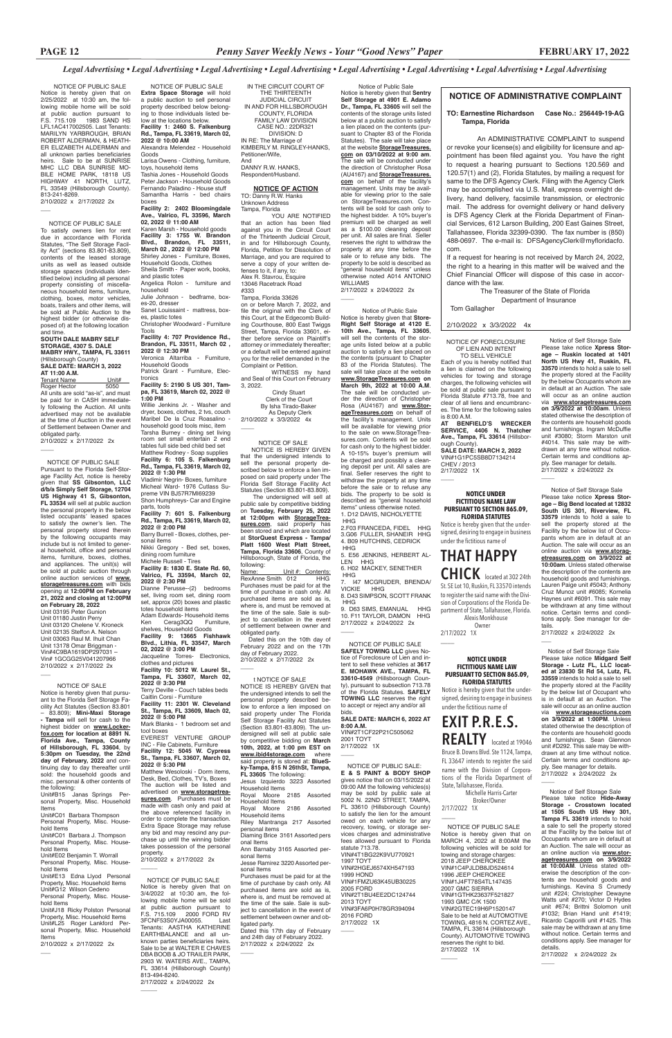*Legal Advertising • Legal Advertising • Legal Advertising • Legal Advertising • Legal Advertising • Legal Advertising • Legal Advertising • Legal Advertising*

NOTICE OF PUBLIC SALE
Notice is hereby given that on 2/25/2022 at 10:30 am, the following mobile home will be sold at public auction pursuant to F.S. 715.109 1983 SAND HS LFL1AC417002505. Last Tenants: MARILYN YARBROUGH, BRIAN ROBERT ALDERMAN, & HEATHER ELIZABETH ALDERMAN and all unknown parties beneficiaries heirs. Sale to be at SUNRISE MHC LLC DBA SUNRISE MOBILE HOME PARK, 18118 US HIGHWAY 41 NORTH, LUTZ, FL 33549 (Hillsborough County). 813-241-8269.
2/10/2022 x 2/17/2022 2x

NOTICE OF PUBLIC SALE
To satisfy owners lien for rent due in accordance with Florida Statutes, "The Self Storage Facility Act" (sections 83.801-83.809), contents of the leased storage units as well as leased outside storage spaces (individuals identified below) including all personal property consisting of miscellaneous household items, furniture, clothing, boxes, motor vehicles, boats, trailers and other items, will be sold at Public Auction to the highest bidder (or otherwise disposed of) at the following location and time.
**SOUTH DALE MABRY SELF STORAGE, 4307 S. DALE MABRY HWY., TAMPA, FL 33611** (Hillsborough County)
**SALE DATE: MARCH 3, 2022 AT 11:00 A.M.**

| Tenant Name | Unit# |
|---|---|
| Roger Hector | 5050 |

All units are sold "as-is", and must be paid for in CASH immediately following the Auction. All units advertised may not be available at the time of Auction in the event of Settlement between Owner and obligated party.
2/10/2022 x 2/17/2022 2x

NOTICE OF PUBLIC SALE
Pursuant to the Florida Self-Storage Facility Act, notice is hereby given that **SS Gibsonton, LLC d/b/a Simply Self Storage, 12704 US Highway 41 S, Gibsonton, FL 33534** will sell at public auction the personal property in the below listed occupants' leased spaces to satisfy the owner's lien. The personal property stored therein by the following occupants may include but is not limited to general household, office and personal items, furniture, boxes, clothes, and appliances. The unit(s) will be sold at public auction through online auction services of **www.storagetreasures.com** with bids opening at **12:00PM on February 21, 2022 and closing at 12:00PM on February 28, 2022**
Unit 03195 Peter Gunion
Unit 01180 Justin Perry
Unit 03120 Chelene V. Kroneck
Unit 02135 Steffon A. Nelson
Unit 03063 Raul M. Ihuit Chan
Unit 13178 Omar Briggman - Vin#4C9BA1619DP297031 – Vin# 1GCGG25V041207966
2/10/2022 x 2/17/2022 2x

NOTICE OF SALE
Notice is hereby given that pursuant to the Florida Self Storage Facility Act Statutes (Section 83.801 – 83.809); **Mini-Maxi Storage - Tampa** will sell for cash to the highest bidder on **www.Lockerfox.com for location at 8891 N. Florida Ave., Tampa, County of Hillsborough, FL 33604**, by **5:30pm on Tuesday, the 22nd day of February, 2022** and continuing day to day thereafter until sold: the household goods and misc. personal & other contents of the following:
Unit#B15 Janas Springs Personal Property, Misc. Household Items
Unit#C01 Barbara Thompson Personal Property, Misc. Household Items
Unit#C01 Barbara J. Thompson Personal Property, Misc. Household Items
Unit#E02 Benjamin T. Worrall Personal Property, Misc. Household Items
Unit#E13 Edna Llyod Personal Property, Misc. Household Items
Unit#G12 Wilson Cedeno Personal Property, Misc. Household Items
Unit#J18 Ricky Polston Personal Property, Misc. Household Items
Unit#L25 Roger Lankford Personal Property, Misc. Household Items
2/10/2022 x 2/17/2022 2x

NOTICE OF PUBLIC SALE
**Extra Space Storage** will hold a public auction to sell personal property described below belonging to those individuals listed below at the locations below.
**Facility 1: 2460 S. Falkenburg Rd., Tampa, FL 33619, March 02, 2022 @ 10:00 AM**
Alexandra Melendez - Household Goods
Larisa Owens - Clothing, furniture, toys, household items
Tashia Jones - Household Goods
Peter Jackson - Household Goods
Fernando Paladino - House stuff
Samantha Harris - bed chairs boxes
**Facility 2: 2402 Bloomingdale Ave., Valrico, FL 33596, March 02, 2022 @ 11:00 AM**
Karen Marsh - Household goods
**Facility 3: 1755 W. Brandon Blvd., Brandon, FL 33511, March 02 , 2022 @ 12:00 PM**
Shirley Jones - Furniture, Boxes, Household Goods, Clothes
Sheila Smith - Paper work, books, and plastic totes
Angelica Rolon - furniture and household
Julie Johnson - bedframe, boxes-20, dresser
Sanet Louissaint - mattress, boxes, plastic totes
Christopher Woodward - Furniture Tools
**Facility 4: 707 Providence Rd., Brandon, FL 33511, March 02 , 2022 @ 12:30 PM**
Veronica Altarriba - Furniture, Household Goods
Patrick Grant - Furniture, Electronics
**Facility 5: 2190 S US 301, Tampa, FL 33619, March 02, 2022 @ 1:00 PM**
Willie Jenkins Jr. - Washer and dryer, boxes, clothes, 2 tvs, couch
Maribel De la Cruz Rosasalino - household good tools misc, item
Tarsha Burney - dining set living room set small entertain 2 end tables full side bed child bed set
Matthew Rodney - Soap supplies
**Facility 6: 105 S. Falkenburg Rd., Tampa, FL 33619, March 02, 2022 @ 1:30 PM**
Vladimir Negrin- Boxes, furniture
Micheal Ward- 1976 Cutlass Supreme VIN 8J57R7M169239
Shon Humphreys- Car and Engine parts, tools
**Facility 7: 601 S. Falkenburg Rd., Tampa, FL 33619, March 02, 2022 @ 2:00 PM**
Barry Burrell - Boxes, clothes, personal items
Nikki Gregory - Bed set, boxes, dining room furniture
Michele Russell - Tires
**Facility 8: 1830 E. State Rd. 60, Valrico, FL 33594, March 02, 2022 @ 2:30 PM**
Dianne Perusse--(2) bedrooms set, living room set, dining room set, approx (20) boxes and plastic totes household items
Adam Edwards- Household items
Ken Cerag3QQ Furniture, shelves, Household Goods
**Facility 9: 13665 Fishhawk Blvd., Lithia, FL 33547, March 02, 2022 @ 3:00 PM**
Jacqueline Torres- Electronics, clothes and pictures
**Facility 10: 5012 W. Laurel St., Tampa, FL 33607, March 02, 2022 @ 3:30 PM**
Terry Deville - Couch tables beds
Caitlin Corsi - Furniture
**Facility 11: 2301 W. Cleveland St., Tampa, FL 33609, March 02, 2022 @ 5:00 PM**
Mark Blanks - 1 bedroom set and tool boxes
EVEREST VENTURE GROUP INC - File Cabinets, Furniture
**Facility 12: 5045 W. Cypress St., Tampa, FL 33607, March 02, 2022 @ 5:30 PM**
Matthew Wesoloski - Dorm items, Desk, Bed, Clothes, TV's, Boxes
The auction will be listed and advertised on **www.storagetreasures.com**. Purchases must be made with cash only and paid at the above referenced facility in order to complete the transaction. Extra Space Storage may refuse any bid and may rescind any purchase up until the winning bidder takes possession of the personal property.
2/10/2022 x 2/17/2022 2x

NOTICE OF PUBLIC SALE
Notice is hereby given that on 3/4/2022 at 10:30 am, the following mobile home will be sold at public auction pursuant to F.S. 715.109 2000 FORD RV 3FCNF53S0YJA00055. Last Tenants: AASTHA KATHERINE EARTHBALANCE and all unknown parties beneficiaries heirs. Sale to be at WALTER E CHAVES DBA BOOB & JO TRAILER PARK, 2903 W. WATERS AVE., TAMPA, FL 33614 (Hillsborough County) 813-494-8240.
2/17/2022 x 2/24/2022 2x

IN THE CIRCUIT COURT OF THE THIRTEENTH JUDICIAL CIRCUIT IN AND FOR HILLSBOROUGH COUNTY, FLORIDA
FAMILY LAW DIVISION
CASE NO.: 22DR321
DIVISION: D
IN RE: The Marriage of KIMBERLY M. RINGLEY-HANKS, Petitioner/Wife,
And
DANNY R.W. HANKS, Respondent/Husband.

**NOTICE OF ACTION**
TO: Danny R.W. Hanks
Unknown Address
Tampa, Florida
YOU ARE NOTIFIED that an action has been filed against you in the Circuit Court of the Thirteenth Judicial Circuit, in and for Hillsborough County, Florida, Petition for Dissolution of Marriage, and you are required to serve a copy of your written defenses to it, if any, to:
Alex R. Stavrou, Esquire
13046 Racetrack Road
#333
Tampa, Florida 33626
on or before March 7, 2022, and file the original with the Clerk of this Court, at the Edgecomb Building Courthouse, 800 East Twiggs Street, Tampa, Florida 33601, either before service on Plaintiff's attorney or immediately thereafter; or a default will be entered against you for the relief demanded in the Complaint or Petition.
WITNESS my hand and Seal of this Court on February 3, 2022.
Cindy Stuart
Clerk of the Court
By Isha Tirado-Baker
As Deputy Clerk
2/10/2022 x 3/3/2022 4x

NOTICE OF SALE
NOTICE IS HEREBY GIVEN that the undersigned intends to sell the personal property described below to enforce a lien imposed on said property under The Florida Self Storage Facility Act Statutes (Section 83.801-83.809).
The undersigned will sell at public sale by competitive bidding on **Tuesday, February 25, 2022 at 12:00pm with StorageTreasures.com**, said property has been stored and which are located at **StorQuest Express - Tampa/ Platt 1600 West Platt Street, Tampa, Florida 33606**, County of Hillsborough, State of Florida, the following:

| Name: | Unit #: | Contents: |
|---|---|---|
| RexAnne Smith | 012 | HHG |

Purchases must be paid for at the time of purchase in cash only. All purchased items are sold as is, where is, and must be removed at the time of the sale. Sale is subject to cancellation in the event of settlement between owner and obligated party.
Dated this on the 10th day of February 2022 and on the 17th day of February 2022.
2/10/2022 x 2/17/2022 2x

I NOTICE OF SALE
NOTICE IS HEREBY GIVEN that the undersigned intends to sell the personal property described below to enforce a lien imposed on said property under The Florida Self Storage Facility Act Statutes (Section 83.801-83.809). The undersigned will sell at public sale by competitive bidding on **March 10th, 2022, at 1:00 pm EST on www.ibid4storage.com** where said property is stored at: **BlueSky-Tampa, 815 N 26thSt, Tampa, FL 33605** The following:
Jesus Izquierdo 3223 Assorted Household Items
Royal Moore 2185 Assorted Household Items
Royal Moore 2186 Assorted Household items
Riley Mantranga 217 Assorted personal items
Diaming Brice 3161 Assorted personal Items
Ann Barnaby 3165 Assorted personal Items
Jesse Ramirez 3220 Assorted personal Items
Purchases must be paid for at the time of purchase by cash only. All purchased items are sold as is, where is, and must be removed at the time of the sale. Sale is subject to cancellation in the event of settlement between owner and obligated party.
Dated this 17th day of February and 24th day of February 2022.
2/17/2022 x 2/24/2022 2x

Notice of Public Sale
Notice is hereby given that **Sentry Self Storage at 4901 E. Adamo Dr., Tampa, FL 33605** will sell the contents of the storage units listed below at a public auction to satisfy a lien placed on the contents (pursuant to Chapter 83 of the Florida Statutes). The sale will take place at the website **StorageTreasures.com on 03/10/2022 at 9:00 am**. The sale will be conducted under the direction of Christopher Rosa (AU4167) and **StorageTreasures.com** on behalf of the facility's management. Units may be available for viewing prior to the sale on StorageTreasures.com. Contents will be sold for cash only to the highest bidder. A 10% buyer's premium will be charged as well as a $100.00 cleaning deposit per unit. All sales are final. Seller reserves the right to withdraw the property at any time before the sale or to refuse any bids. The property to be sold is described as "general household items" unless otherwise noted A014 ANTONIO WILLIAMS
2/17/2022 x 2/24/2022 2x

Notice of Public Sale
Notice is hereby given that **Store-Right Self Storage at 4120 E. 10th Ave., Tampa, FL 33605**, will sell the contents of the storage units listed below at a public auction to satisfy a lien placed on the contents (pursuant to Chapter 83 of the Florida Statutes). The sale will take place at the website **www.StorageTreasures.com on March 9th, 2022 at 10:00 A.M.** The sale will be conducted under the direction of Christopher Rosa (AU4167) and **www.StorageTreasures.com** on behalf of the facility's management. Units will be available for viewing prior to the sale on www.StorageTreasures.com. Contents will be sold for cash only to the highest bidder. A 10-15% buyer's premium will be charged and possibly a cleaning deposit per unit. All sales are final. Seller reserves the right to withdraw the property at any time before the sale or to refuse any bids. The property to be sold is described as "general household items" unless otherwise noted.
1. D12 DAVIS, NICHOLYETTE HHG
2.F03 FRANCEDA, FIDEL HHG
3.G06 FULLER, SHANEIR HHG
4. B09 HUTCHINS, CEDRICK HHG
5. E56 JENKINS, HERBERT ALLEN HHG
6. H02 MACKEY, SENETHER HHG
7. I47 MCGRUDER, BRENDA/ VICKIE HHG
8. D43 SIMPSON, SCOTT FRANK HHG
9. D63 SIMS, EMANUAL HHG
10. F11 TAYLOR, DAMON HHG
2/17/2022 x 2/24/2022 2x

NOTICE OF PUBLIC SALE
**SAFELY TOWING LLC** gives Notice of Foreclosure of Lien and intent to sell these vehicles at **3617 E. MOHAWK AVE., TAMPA, FL 33610-4549** (Hillsborough County), pursuant to subsection 713.78 of the Florida Statutes. **SAFELY TOWING LLC** reserves the right to accept or reject any and/or all bids.
**SALE DATE: MARCH 6, 2022 AT 8:00 A.M.**
VIN#2T1CF22P21C505062
2001 TOYT
2/17/2022 1X

NOTICE OF PUBLIC SALE:
**E & S PAINT & BODY SHOP** gives notice that on 03/15/2022 at 09:00 AM the following vehicles(s) may be sold by public sale at 5002 N. 22ND STREET, TAMPA, FL 33610 (Hillsborough County) to satisfy the lien for the amount owed on each vehicle for any recovery, towing, or storage services charges and administrative fees allowed pursuant to Florida statute 713.78.
VIN#4T1BG22K9VU770921
1997 TOYT
VIN#2HGEJ6574XH547193
1999 HOND
VIN#1FMZU63K45UB30225
2005 FORD
VIN#2T1BU4EE2DC124744
2013 TOYT
VIN#3FA6P0H78GR394094
2016 FORD
2/17/2022 1X

## NOTICE OF ADMINISTRATIVE COMPLAINT

**TO: Earnestine Richardson Case No.: 256449-19-AG Tampa, Florida**

An ADMINISTRATIVE COMPLAINT to suspend or revoke your license(s) and eligibility for licensure and appointment has been filed against you. You have the right to request a hearing pursuant to Sections 120.569 and 120.57(1) and (2), Florida Statutes, by mailing a request for same to the DFS Agency Clerk. Filing with the Agency Clerk may be accomplished via U.S. Mail, express overnight delivery, hand delivery, facsimile transmission, or electronic mail. The address for overnight delivery or hand delivery is DFS Agency Clerk at the Florida Department of Financial Services, 612 Larson Building, 200 East Gaines Street, Tallahassee, Florida 32399-0390. The fax number is (850) 488-0697. The e-mail is: DFSAgencyClerk@myfloridacfo.com.

If a request for hearing is not received by March 24, 2022, the right to a hearing in this matter will be waived and the Chief Financial Officer will dispose of this case in accordance with the law.

The Treasurer of the State of Florida
Department of Insurance

Tom Gallagher

2/10/2022 x 3/3/2022 4x

NOTICE OF FORECLOSURE OF LIEN AND INTENT TO SELL VEHICLE
Each of you is hereby notified that a lien is claimed on the following vehicles for towing and storage charges, the following vehicles will be sold at public sale pursuant to Florida Statute #713.78, free and clear of all liens and encumbrances. The time for the following sales is 8:00 A.M.
**AT BENFIELD'S WRECKER SERVICE, 4406 N. Thatcher Ave., Tampa, FL 33614** (Hillsborough County).
**SALE DATE: MARCH 2, 2022**
VIN#1G1PC5SB8D7134214
CHEV / 2013
2/17/2022 1X

**NOTICE UNDER FICTITIOUS NAME LAW PURSUANT TO SECTION 865.09, FLORIDA STATUTES**
Notice is hereby given that the undersigned, desiring to engage in business under the fictitious name of
**THAT HAPPY CHICK** located at 302 24th St. SE Lot 10, Ruskin, FL 33570 intends to register the said name with the Division of Corporations of the Florida Department of State, Tallahassee, Florida.
Alexis Monkhouse
Owner
2/17/2022 1X

**NOTICE UNDER FICTITIOUS NAME LAW PURSUANT TO SECTION 865.09, FLORIDA STATUTES**
Notice is hereby given that the undersigned, desiring to engage in business under the fictitious name of
**EXIT P.R.E.S. REALTY** located at 19046 Bruce B. Downs Blvd. Ste 1124, Tampa, FL 33647 intends to register the said name with the Division of Corporations of the Florida Department of State, Tallahassee, Florida.
Michelle Harris-Carter
Broker/Owner
2/17/2022 1X

NOTICE OF PUBLIC SALE
Notice is hereby given that on MARCH 4, 2022 at 8:00AM the following vehicles will be sold for towing and storage charges:
2018 JEEP CHEROKEE
VIN#1C4PJLDB8JD524614
1996 JEEP CHEROKEE
VIN#1J4FT78S4TL147435
2007 GMC SIERRA
VIN#1GTHK23637F521827
1993 GMC C/K 1500
VIN#2GTEC19H6P1520147
Sale to be held at AUTOMOTIVE TOWING, 4816 N. CORTEZ AVE., TAMPA, FL 33614 (Hillsborough County). AUTOMOTIVE TOWING reserves the right to bid.
2/17/2022 1X

Notice of Self Storage Sale
Please take notice **Xpress Storage – Ruskin located at 1401 North US Hwy 41, Ruskin, FL 33570** intends to hold a sale to sell the property stored at the Facility by the below Occupants whom are in default at an Auction. The sale will occur as an online auction via **www.storagetreasures.com on 3/9/2022 at 10:00am**. Unless stated otherwise the description of the contents are household goods and furnishings. Ingram McDuffie unit #3080; Storm Marston unit #4014. This sale may be withdrawn at any time without notice. Certain terms and conditions apply. See manager for details.
2/17/2022 x 2/24/2022 2x

Notice of Self Storage Sale
Please take notice **Xpress Storage – Big Bend located at 12832 South US 301, Riverview, FL 33579** intends to hold a sale to sell the property stored at the Facility by the below list of Occupants whom are in default at an Auction. The sale will occur as an online auction via **www.storagetreasures.com on 3/9/2022 at 10:00am**. Unless stated otherwise the description of the contents are household goods and furnishings. Lauren Paige unit #5043; Anthony Cruz Munoz unit #6085; Kornelia Haynes unit #6091. This sale may be withdrawn at any time without notice. Certain terms and conditions apply. See manager for details.
2/17/2022 x 2/24/2022 2x

Notice of Self Storage Sale
Please take notice **Midgard Self Storage - Lutz FL, LLC located at 23830 St Rd 54, Lutz, FL 33559** intends to hold a sale to sell the property stored at the Facility by the below list of Occupant who is in default at an Auction. The sale will occur as an online auction via **www.storageauctions.com on 3/9/2022 at 1:00PM**. Unless stated otherwise the description of the contents are household goods and furnishings. Sean Glennon unit #D292. This sale may be withdrawn at any time without notice. Certain terms and conditions apply. See manager for details.
2/17/2022 x 2/24/2022 2x

Notice of Self Storage Sale
Please take notice **Hide-Away Storage - Crosstown located at 1505 South US Hwy 301, Tampa FL 33619** intends to hold a sale to sell the property stored at the Facility by the below list of Occupants whom are in default at an Auction. The sale will occur as an online auction via **www.storagetreasures.com on 3/9/2022 at 10:00AM**. Unless stated otherwise the description of the contents are household goods and furnishings. Kevina S Crumedy unit #224; Christopher Dewayne Watts unit #270; Victor D Hydes unit #674; Brittni Solomon unit #1032; Brian Hand unit #1419; Ricardo Caporili unit #1425. This sale may be withdrawn at any time without notice. Certain terms and conditions apply. See manager for details.
2/17/2022 x 2/24/2022 2x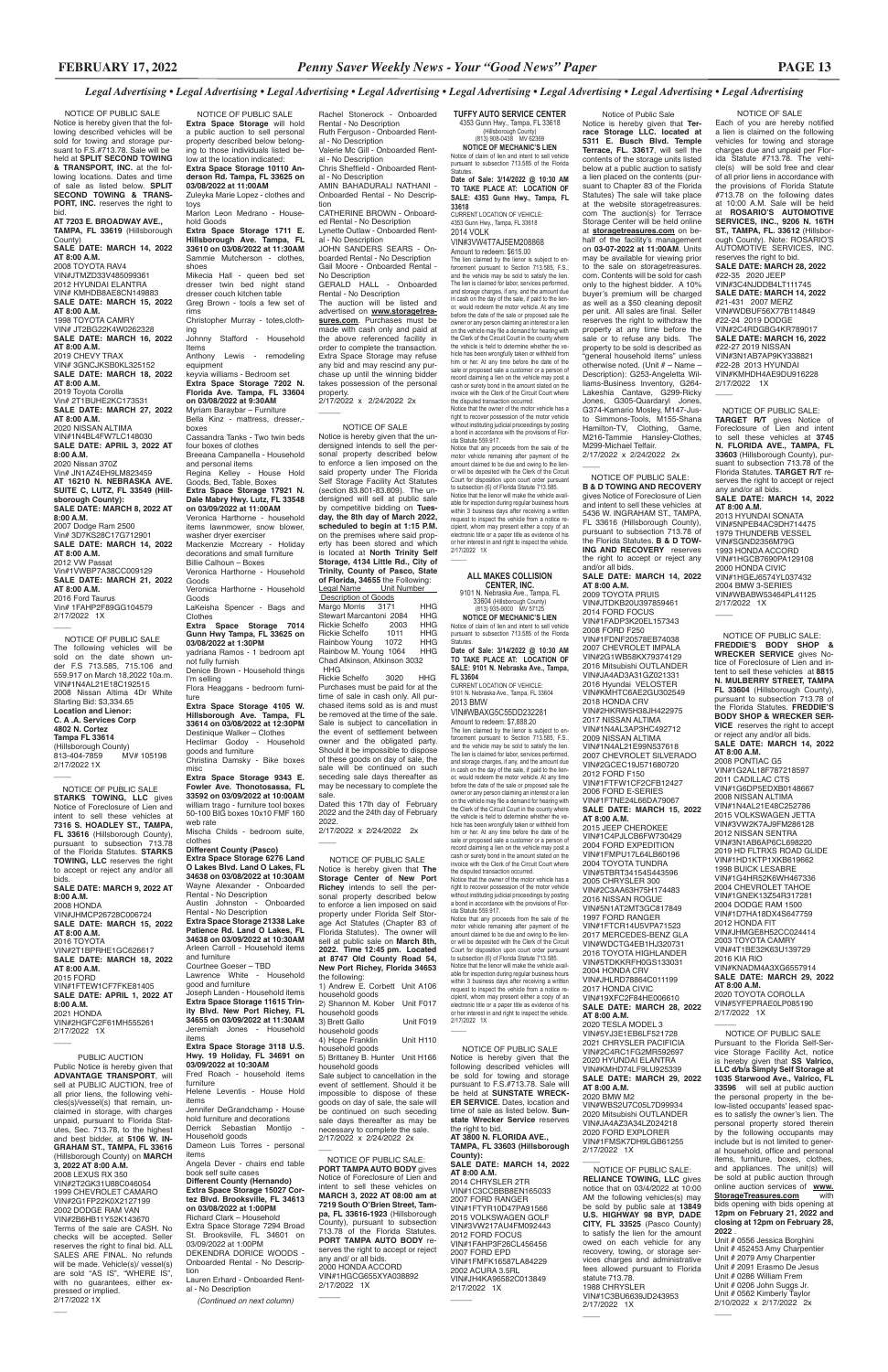*Legal Advertising • Legal Advertising • Legal Advertising • Legal Advertising • Legal Advertising • Legal Advertising • Legal Advertising • Legal Advertising*

NOTICE OF PUBLIC SALE

Notice is hereby given that the following described vehicles will be sold for towing and storage pursuant to F.S.#713.78. Sale will be held at **SPLIT SECOND TOWING & TRANSPORT, INC.** at the following locations. Dates and time of sale as listed below. **SPLIT SECOND TOWING & TRANSPORT, INC.** reserves the right to bid.

**AT 7203 E. BROADWAY AVE., TAMPA, FL 33619** (Hillsborough County)

**SALE DATE: MARCH 14, 2022 AT 8:00 A.M.**
2008 TOYOTA RAV4
VIN#JTMZD33V485099361
2012 HYUNDAI ELANTRA
VIN# KMHDB8AE8CN149883

**SALE DATE: MARCH 15, 2022 AT 8:00 A.M.**
1998 TOYOTA CAMRY
VIN# JT2BG22K4W0262328

**SALE DATE: MARCH 16, 2022 AT 8:00 A.M.**
2019 CHEVY TRAX
VIN# 3GNCJKSB0KL325152

**SALE DATE: MARCH 18, 2022 AT 8:00 A.M.**
2019 Toyota Corolla
Vin# 2T1BUHE2KC173531

**SALE DATE: MARCH 27, 2022 AT 8:00 A.M.**
2020 NISSAN ALTIMA
VIN#1N4BL4FW7LC148030

**SALE DATE: APRIL 3, 2022 AT 8:00 A.M.**
2020 Nissan 370Z
Vin# JN1AZ4EH9LM823459

**AT 16210 N. NEBRASKA AVE. SUITE C, LUTZ, FL 33549 (Hillsborough County):**

**SALE DATE: MARCH 8, 2022 AT 8:00 A.M.**
2007 Dodge Ram 2500
Vin# 3D7KS28C17G712901

**SALE DATE: MARCH 14, 2022 AT 8:00 A.M.**
2012 VW Passat
Vin#1VWBP7A38CC009129

**SALE DATE: MARCH 21, 2022 AT 8:00 A.M.**
2016 Ford Taurus
Vin# 1FAHP2F89GG104579
2/17/2022 1X

NOTICE OF PUBLIC SALE

The following vehicles will be sold on the date shown under F.S 713.585, 715.106 and 559.917 on March 18,2022 10a.m.
VIN#1N4AL21E18C192515
2008 Nissan Altima 4Dr White
Starting Bid: $3,334.65
**Location and Lienor:**
**C. A .A. Services Corp**
**4802 N. Cortez**
**Tampa FL 33614**
(Hillsborough County)
813-404-7859 MV# 105198
2/17/2022 1X

NOTICE OF PUBLIC SALE

**STARKS TOWING, LLC** gives Notice of Foreclosure of Lien and intent to sell these vehicles at **7316 S. HOADLEY ST., TAMPA, FL 33616** (Hillsborough County), pursuant to subsection 713.78 of the Florida Statutes. **STARKS TOWING, LLC** reserves the right to accept or reject any and/or all bids.

**SALE DATE: MARCH 9, 2022 AT 8:00 A.M.**
2008 HONDA
VIN#JHMCP26728C006724

**SALE DATE: MARCH 15, 2022 AT 8:00 A.M.**
2016 TOYOTA
VIN#2T1BPRHE1GC626617

**SALE DATE: MARCH 18, 2022 AT 8:00 A.M.**
2015 FORD
VIN#1FTEW1CF7FKE81405

**SALE DATE: APRIL 1, 2022 AT 8:00 A.M.**
2021 HONDA
VIN#2HGFC2F61MH555261
2/17/2022 1X

PUBLIC AUCTION

Public Notice is hereby given that **ADVANTAGE TRANSPORT**, will sell at PUBLIC AUCTION, free of all prior liens, the following vehicles(s)/vessel(s) that remain, unclaimed in storage, with charges unpaid, pursuant to Florida Statutes, Sec. 713.78, to the highest and best bidder, at **5106 W. INGRAHAM ST., TAMPA, FL 33616** (Hillsborough County) on **MARCH 3, 2022 AT 8:00 A.M.**
2008 LEXUS RX 350
VIN#2T2GK31U88C046054
1999 CHEVROLET CAMARO
VIN#2G1FP22K0X2127199
2002 DODGE RAM VAN
VIN#2B6HB11Y52K143670
Terms of the sale are CASH. No checks will be accepted. Seller reserves the right to final bid. ALL SALES ARE FINAL. No refunds will be made. Vehicle(s)/ vessel(s) are sold "AS IS", "WHERE IS", with no guarantees, either expressed or implied.
2/17/2022 1X

NOTICE OF PUBLIC SALE

**Extra Space Storage** will hold a public auction to sell personal property described below belonging to those individuals listed below at the location indicated:

**Extra Space Storage 10110 Anderson Rd. Tampa, FL 33625 on 03/08/2022 at 11:00AM**
Zuleyka Marie Lopez - clothes and toys
Marlon Leon Medrano - Household Goods

**Extra Space Storage 1711 E. Hillsborough Ave. Tampa, FL 33610 on 03/08/2022 at 11:30AM**
Sammie Mutcherson - clothes, shoes
Mikecia Hall - queen bed set dresser twin bed night stand dresser couch kitchen table
Greg Brown - tools a few set of rims
Christopher Murray - totes,clothing
Johnny Stafford - Household Items
Anthony Lewis - remodeling equipment
keyvia williams - Bedroom set

**Extra Space Storage 7202 N. Florida Ave. Tampa, FL 33604 on 03/08/2022 at 9:30AM**
Myriam Baraybar – Furniture
Bella Kinz - mattress, dresser,-boxes
Cassandra Tanks - Two twin beds four boxes of clothes
Breeana Campanella - Household and personal items
Regina Kelley - House Hold Goods, Bed, Table, Boxes

**Extra Space Storage 17921 N. Dale Mabry Hwy. Lutz, FL 33548 on 03/09/2022 at 11:00AM**
Veronica Harthorne - household items lawnmower, snow blower, washer dryer exerciser
Mackenzie Mccreary - Holiday decorations and small furniture
Billie Calhoun – Boxes
Veronica Harthorne - Household Goods
Veronica Harthorne - Household Goods
LaKeisha Spencer - Bags and Clothes

**Extra Space Storage 7014 Gunn Hwy Tampa, FL 33625 on 03/08/2022 at 1:30PM**
yadriana Ramos - 1 bedroom apt not fully furnish
Denice Brown - Household things I'm selling
Flora Heggans - bedroom furniture

**Extra Space Storage 4105 W. Hillsborough Ave. Tampa, FL 33614 on 03/08/2022 at 12:30PM**
Destinique Walker – Clothes
Heclimar Godoy - Household goods and furniture
Christina Damsky - Bike boxes misc

**Extra Space Storage 9343 E. Fowler Ave. Thonotosassa, FL 33592 on 03/09/2022 at 10:00AM**
william trago - furniture tool boxes 50-100 BIG boxes 10x10 FMF 160 web rate
Mischa Childs - bedroom suite, clothes

**Different County (Pasco)**

**Extra Space Storage 6276 Land O Lakes Blvd. Land O Lakes, FL 34638 on 03/08/2022 at 10:30AM**
Wayne Alexander - Onboarded Rental - No Description
Austin Johnston - Onboarded Rental - No Description

**Extra Space Storage 21338 Lake Patience Rd. Land O Lakes, FL 34638 on 03/08/2022 at 10:00AM**
Arleen Carroll - Household items and furniture
Courtnee Goeser – TBD
Lawrence White - Household good and furniture
Joseph Landen - Household items

**Extra Space Storage 11615 Trinity Blvd. New Port Richey, FL 34655 on 03/09/2022 at 11:30AM**
Jeremiah Jones - Household items

**Extra Space Storage 3118 U.S. Hwy. 19 Holiday, FL 34691 on 03/09/2022 at 10:30AM**
Fred Roach - household items furniture
Helene Leventis - House Hold items
Jennifer DeGrandchamp - House hold furniture and decorations
Derrick Sebastian Montijo - Household goods
Dameon Luis Torres - personal items
Angela Dever - chairs end table book self suite cases

**Different County (Hernando)**

**Extra Space Storage 15027 Cortez Blvd. Brooksville, FL 34613 on 03/08/2022 at 1:00PM**
Richard Clark – Household
Extra Space Storage 7294 Broad St. Brooksville, FL 34601 on 03/09/2022 at 1:00PM
DEKENDRA DORICE WOODS - Onboarded Rental - No Description
Lauren Erhard - Onboarded Rental - No Description

*(Continued on next column)*

Rachel Stonerock - Onboarded Rental - No Description
Ruth Ferguson - Onboarded Rental - No Description
Valerie Mc Gill - Onboarded Rental - No Description
Chris Sheffield - Onboarded Rental - No Description
AMIN BAHADURALI NATHANI - Onboarded Rental - No Description
CATHERINE BROWN - Onboarded Rental - No Description
Lynette Outlaw - Onboarded Rental - No Description
JOHN SANDERS SEARS - Onboarded Rental - No Description
Gail Moore - Onboarded Rental - No Description
GERALD HALL - Onboarded Rental - No Description

The auction will be listed and advertised on **www.storagetreasures.com**. Purchases must be made with cash only and paid at the above referenced facility in order to complete the transaction. Extra Space Storage may refuse any bid and may rescind any purchase up until the winning bidder takes possession of the personal property.
2/17/2022 x 2/24/2022 2x

NOTICE OF SALE

Notice is hereby given that the undersigned intends to sell the personal property described below to enforce a lien imposed on the said property under The Florida Self Storage Facility Act Statutes (section 83.801-83.809). The undersigned will sell at public sale by competitive bidding on **Tuesday, the 8th day of March 2022, scheduled to begin at 1:15 P.M.** on the premises where said property has been stored and which is located at **North Trinity Self Storage, 4134 Little Rd., City of Trinity, County of Pasco, State of Florida, 34655** the Following:

| Legal Name | Unit Number | Description of Goods |
|---|---|---|
| Margo Morris | 3171 | HHG |
| Stewart Marcantoni | 2084 | HHG |
| Rickie Schelfo | 2003 | HHG |
| Rickie Schelfo | 1011 | HHG |
| Rainbow Young | 1072 | HHG |
| Rainbow M. Young | 1064 | HHG |
| Chad Atkinson, Atkinson | 3032 | HHG |
| Rickie Schelfo | 3020 | HHG |

Purchases must be paid for at the time of sale in cash only. All purchased items sold as is and must be removed at the time of the sale. Sale is subject to cancellation in the event of settlement between owner and the obligated party. Should it be impossible to dispose of these goods on day of sale, the sale will be continued on such seceding sale days thereafter as may be necessary to complete the sale.

Dated this 17th day of February 2022 and the 24th day of February 2022.
2/17/2022 x 2/24/2022 2x

NOTICE OF PUBLIC SALE

Notice is hereby given that **The Storage Center of New Port Richey** intends to sell the personal property described below to enforce a lien imposed on said property under Florida Self Storage Act Statutes (Chapter 83 of Florida Statutes). The owner will sell at public sale on **March 8th, 2022. Time 12:45 pm. Located at 8747 Old County Road 54, New Port Richey, Florida 34653** the following:

1) Andrew E. Corbett Unit A106 household goods
2) Shannon M. Kober Unit F017 household goods
3) Brett Gallo Unit F019 household goods
4) Hope Franklin Unit H110 household goods
5) Brittaney B. Hunter Unit H166 household goods

Sale subject to cancellation in the event of settlement. Should it be impossible to dispose of these goods on day of sale, the sale will be continued on such seceding sale days thereafter as may be necessary to complete the sale.
2/17/2022 x 2/24/2022 2x

NOTICE OF PUBLIC SALE:

**PORT TAMPA AUTO BODY** gives Notice of Foreclosure of Lien and intent to sell these vehicles on **MARCH 3, 2022 AT 08:00 am at 7219 South O'Brien Street, Tampa, FL 33616-1923** (Hillsborough County), pursuant to subsection 713.78 of the Florida Statutes. **PORT TAMPA AUTO BODY** reserves the right to accept or reject any and/ or all bids.
2000 HONDA ACCORD
VIN#1HGCG655XYA038892
2/17/2022 1X

**TUFFY AUTO SERVICE CENTER**
4353 Gunn Hwy., Tampa, FL 33618
(Hillsborough County)
(813) 908-0438 MV 62369

**NOTICE OF MECHANIC'S LIEN**

Notice of claim of lien and intent to sell vehicle pursuant to subsection 713.585 of the Florida Statutes.

**Date of Sale: 3/14/2022 @ 10:30 AM TO TAKE PLACE AT: LOCATION OF SALE: 4353 Gunn Hwy., Tampa, FL 33618**

CURRENT LOCATION OF VEHICLE:
4353 Gunn Hwy., Tampa, FL 33618
2014 VOLK
VIN#3VW4T7AJ5EM208868
Amount to redeem: $615.00

The lien claimed by the lienor is subject to enforcement pursuant to Section 713.585, F.S., and the vehicle may be sold to satisfy the lien. The lien is claimed for labor, services performed, and storage charges, if any, and the amount due in cash on the day of the sale, if paid to the lienor, would redeem the motor vehicle. At any time before the date of the sale or proposed sale the owner or any person claiming an interest or a lien on the vehicle may file a demand for hearing with the Clerk of the Circuit Court in the county where the vehicle is held to determine whether the vehicle has been wrongfully taken or withheld from him or her. At any time before the date of the sale or proposed sale a customer or a person of record claiming a lien on the vehicle may post a cash or surety bond in the amount stated on the invoice with the Clerk of the Circuit Court where the disputed transaction occurred.

Notice that the owner of the motor vehicle has a right to recover possession of the motor vehicle without instituting judicial proceedings by posting a bond in accordance with the provisions of Florida Statute 559.917.

Notice that any proceeds from the sale of the motor vehicle remaining after payment of the amount claimed to be due and owing to the lienor will be deposited with the Clerk of the Circuit Court for disposition upon court order pursuant to subsection (6) of Florida Statute 713.585.

Notice that the lienor will make the vehicle available for inspection during regular business hours within 3 business days after receiving a written request to inspect the vehicle from a notice recipient, whom may present either a copy of an electronic title or a paper title as evidence of his or her interest in and right to inspect the vehicle.
2/17/2022 1X

**ALL MAKES COLLISION CENTER, INC.**
9101 N. Nebraska Ave., Tampa, FL 33604 (Hillsborough County)
(813) 935-9000 MV 57125

**NOTICE OF MECHANIC'S LIEN**

Notice of claim of lien and intent to sell vehicle pursuant to subsection 713.585 of the Florida Statutes.

**Date of Sale: 3/14/2022 @ 10:30 AM TO TAKE PLACE AT: LOCATION OF SALE: 9101 N. Nebraska Ave., Tampa, FL 33604**

CURRENT LOCATION OF VEHICLE:
9101 N. Nebraska Ave., Tampa, FL 33604
2013 BMW
VIN#WBAXG5C55DD232281
Amount to redeem: $7,888.20

The lien claimed by the lienor is subject to enforcement pursuant to Section 713.585, F.S., and the vehicle may be sold to satisfy the lien. The lien is claimed for labor, services performed, and storage charges, if any, and the amount due in cash on the day of the sale, if paid to the lienor, would redeem the motor vehicle. At any time before the date of the sale or proposed sale the owner or any person claiming an interest or a lien on the vehicle may file a demand for hearing with the Clerk of the Circuit Court in the county where the vehicle is held to determine whether the vehicle has been wrongfully taken or withheld from him or her. At any time before the date of the sale or proposed sale a customer or a person of record claiming a lien on the vehicle may post a cash or surety bond in the amount stated on the invoice with the Clerk of the Circuit Court where the disputed transaction occurred.

Notice that the owner of the motor vehicle has a right to recover possession of the motor vehicle without instituting judicial proceedings by posting a bond in accordance with the provisions of Florida Statute 559.917.

Notice that any proceeds from the sale of the motor vehicle remaining after payment of the amount claimed to be due and owing to the lienor will be deposited with the Clerk of the Circuit Court for disposition upon court order pursuant to subsection (6) of Florida Statute 713.585.

Notice that the lienor will make the vehicle available for inspection during regular business hours within 3 business days after receiving a written request to inspect the vehicle from a notice recipient, whom may present either a copy of an electronic title or a paper title as evidence of his or her interest in and right to inspect the vehicle.
2/17/2022 1X

NOTICE OF PUBLIC SALE

Notice is hereby given that the following described vehicles will be sold for towing and storage pursuant to F.S.#713.78. Sale will be held at **SUNSTATE WRECKER SERVICE**. Dates, location and time of sale as listed below. **Sunstate Wrecker Service** reserves the right to bid.

**AT 3800 N. FLORIDA AVE., TAMPA, FL 33603 (Hillsborough County):**

**SALE DATE: MARCH 14, 2022 AT 8:00 A.M.**
2014 CHRYSLER 2TR
VIN#1C3CCBBB8EN165033
2007 FORD RANGER
VIN#1FTYR10D47PA91566
2015 VOLKSWAGEN GOLF
VIN#3VW217AU4FM092443
2012 FORD FOCUS
VIN#1FAHP3F26CL456456
2007 FORD EPD
VIN#1FMFK16587LA84229
2002 ACURA 3.5RL
VIN#JH4KA96582C013849
2/17/2022 1X

Notice of Public Sale

Notice is hereby given that **Terrace Storage LLC. located at 5311 E. Busch Blvd. Temple Terrace, FL. 33617**, will sell the contents of the storage units listed below at a public auction to satisfy a lien placed on the contents (pursuant to Chapter 83 of the Florida Statutes) The sale will take place at the website storagetreasures.com The auction(s) for Terrace Storage Center will be held online at **storagetreasures.com** on behalf of the facility's management on **03-07-2022 at 11:00AM**. Units may be available for viewing prior to the sale on storagetreasures.com. Contents will be sold for cash only to the highest bidder. A 10% buyer's premium will be charged as well as a $50 cleaning deposit per unit. All sales are final. Seller reserves the right to withdraw the property at any time before the sale or to refuse any bids. The property to be sold is described as "general household items" unless otherwise noted. (Unit # – Name – Description): G253-Angeletta Williams-Business Inventory, G264-Lakeshia Cantave, G299-Ricky Jones, G305-Quardaryl Jones, G374-Kamario Mosley, M147-Justo Simmons-Tools, M155-Shana Hamilton-TV, Clothing, Game, M216-Tammie Hansley-Clothes, M299-Michael Telfair.
2/17/2022 x 2/24/2022 2x

NOTICE OF PUBLIC SALE:

**B & D TOWING AND RECOVERY** gives Notice of Foreclosure of Lien and intent to sell these vehicles at 5436 W. INGRAHAM ST., TAMPA, FL 33616 (Hillsborough County), pursuant to subsection 713.78 of the Florida Statutes. **B & D TOWING AND RECOVERY** reserves the right to accept or reject any and/or all bids.

**SALE DATE: MARCH 14, 2022 AT 8:00 A.M.**
2009 TOYOTA PRIUS
VIN#JTDKB20U397859461
2014 FORD FOCUS
VIN#1FADP3K20EL157343
2008 FORD F250
VIN#1FDNF20578EB74038
2007 CHEVROLET IMPALA
VIN#2G1WB58KX79374129
2016 Mitsubishi OUTLANDER
VIN#JA4AD3A31GZ021331
2016 Hyundai VELOSTER
VIN#KMHTC6AE2GU302549
2018 HONDA CRV
VIN#2HKRW5H38JH422975
2017 NISSAN ALTIMA
VIN#1N4AL3AP3HC492712
2009 NISSAN ALTIMA
VIN#1N4AL21E99N537618
2007 CHEVROLET SILVERADO
VIN#2GCEC19J571680720
2012 FORD F150
VIN#1FTFW1CF2CFB12427
2006 FORD E-SERIES
VIN#1FTNE24L66DA79067

**SALE DATE: MARCH 15, 2022 AT 8:00 A.M.**
2015 JEEP CHEROKEE
VIN#1C4PJLCB6FW730429
2004 FORD EXPEDITION
VIN#1FMPU17L64LB60196
2004 TOYOTA TUNDRA
VIN#5TBRT34154S443596
2005 CHRYSLER 300
VIN#2C3AA63H75H174483
2016 NISSAN ROGUE
VIN#5N1AT2MT3GC817849
1997 FORD RANGER
VIN#1FTCR14U5VPA71523
2017 MERCEDES-BENZ GLA
VIN#WDCTG4EB1HJ320731
2016 TOYOTA HIGHLANDER
VIN#5TDKKRFH0GS133031
2004 HONDA CRV
VIN#JHLRD78864C011199
2017 HONDA CIVIC
VIN#19XFC2F84HE006610

**SALE DATE: MARCH 28, 2022 AT 8:00 A.M.**
2020 TESLA MODEL 3
VIN#5YJ3E1EB6LF521728
2021 CHRYSLER PACIFICIA
VIN#2C4RC1FG2MR592697
2020 HYUNDAI ELANTRA
VIN#KMHD74LF9LU925339

**SALE DATE: MARCH 29, 2022 AT 8:00 A.M.**
2020 BMW M2
VIN#WBS2U7C05L7D99934
2020 Mitsubishi OUTLANDER
VIN#JA4AZ3A34LZ024218
2020 FORD EXPLORER
VIN#1FMSK7DH9LGB61255
2/17/2022 1X

NOTICE OF PUBLIC SALE:

**RELIANCE TOWING, LLC** gives notice that on 03/04/2022 at 10:00 AM the following vehicles(s) may be sold by public sale at **13849 U.S. HIGHWAY 98 BYP, DADE CITY, FL 33525** (Pasco County) to satisfy the lien for the amount owed on each vehicle for any recovery, towing, or storage services charges and administrative fees allowed pursuant to Florida statute 713.78.
1988 CHRYSLER
VIN#1C3BU6639JD243953
2/17/2022 1X

NOTICE OF SALE

Each of you are hereby notified a lien is claimed on the following vehicles for towing and storage charges due and unpaid per Florida Statute #713.78. The vehicle(s) will be sold free and clear of all prior liens in accordance with the provisions of Florida Statute #713.78 on the following dates at 10:00 A.M. Sale will be held at **ROSARIO'S AUTOMOTIVE SERVICES, INC., 9206 N. 16TH ST., TAMPA, FL. 33612** (Hillsborough County). Note: ROSARIO'S AUTOMOTIVE SERVICES, INC. reserves the right to bid.

**SALE DATE: MARCH 28, 2022**
#22-35 2020 JEEP
VIN#3C4NJDDB4LT111745

**SALE DATE: MARCH 14, 2022**
#21-431 2007 MERZ
VIN#WDBUF56X77B114849
#22-24 2019 DODGE
VIN#2C4RDGBG4KR789017

**SALE DATE: MARCH 16, 2022**
#22-27 2019 NISSAN
VIN#3N1AB7AP9KY338821
#22-28 2013 HYUNDAI
VIN#KMHDH4AE9DU916228
2/17/2022 1X

NOTICE OF PUBLIC SALE:

**TARGET R/T** gives Notice of Foreclosure of Lien and intent to sell these vehicles at **3745 N. FLORIDA AVE., TAMPA, FL 33603** (Hillsborough County), pursuant to subsection 713.78 of the Florida Statutes. **TARGET R/T** reserves the right to accept or reject any and/or all bids.

**SALE DATE: MARCH 14, 2022 AT 8:00 A.M.**
2013 HYUNDAI SONATA
VIN#5NPEB4AC9DH714475
1979 THUNDERB VESSEL
VIN#SGND2356M79G
1993 HONDA ACCORD
VIN#1HGCB7690PA129108
2000 HONDA CIVIC
VIN#1HGEJ6574YL037432
2004 BMW 3-SERIES
VIN#WBABW53464PL41125
2/17/2022 1X

NOTICE OF PUBLIC SALE:

**FREDDIE'S BODY SHOP & WRECKER SERVICE** gives Notice of Foreclosure of Lien and intent to sell these vehicles at **8815 N. MULBERRY STREET, TAMPA FL 33604** (Hillsborough County), pursuant to subsection 713.78 of the Florida Statutes. **FREDDIE'S BODY SHOP & WRECKER SERVICE** reserves the right to accept or reject any and/or all bids.

**SALE DATE: MARCH 14, 2022 AT 8:00 A.M.**
2008 PONTIAC G5
VIN#1G2AL18F787218597
2011 CADILLAC CTS
VIN#1G6DP5EDXB0148667
2008 NISSAN ALTIMA
VIN#1N4AL21E48C252786
2015 VOLKSWAGEN JETTA
VIN#3VW2K7AJ9FM286128
2012 NISSAN SENTRA
VIN#3N1AB6AP6CL698220
2019 HD FLTRXS ROAD GLIDE
VIN#1HD1KTP1XKB619662
1998 BUICK LESABRE
VIN#1G4HR52K6WH467336
2004 CHEVROLET TAHOE
VIN#1GNEK13Z54R317281
2004 DODGE RAM 1500
VIN#1D7HA18DX4S647759
2012 HONDA FIT
VIN#JHMGE8H5XCC024414
2003 TOYOTA CAMRY
VIN#4T1BE32K63U139729
2016 KIA RIO
VIN#KNADM4A3XG6557914

**SALE DATE: MARCH 29, 2022 AT 8:00 A.M.**
2020 TOYOTA COROLLA
VIN#5YFEPRAE0LP085190
2/17/2022 1X

NOTICE OF PUBLIC SALE

Pursuant to the Florida Self-Service Storage Facility Act, notice is hereby given that **SS Valrico, LLC d/b/a Simply Self Storage at 1035 Starwood Ave., Valrico, FL 33596** will sell at public auction the personal property in the below-listed occupants' leased spaces to satisfy the owner's lien. The personal property stored therein by the following occupants may include but is not limited to general household, office and personal items, furniture, boxes, clothes, and appliances. The unit(s) will be sold at public auction through online auction services of **www.StorageTreasures.com** with bids opening with bids opening at **12pm on February 21, 2022 and closing at 12pm on February 28, 2022** .

Unit # 0556 Jessica Borghini
Unit # 452453 Amy Charpentier
Unit # 2079 Amy Charpentier
Unit # 2091 Erasmo De Jesus
Unit # 0286 William Frem
Unit # 0206 John Suggs Jr.
Unit # 0562 Kimberly Taylor
2/10/2022 x 2/17/2022 2x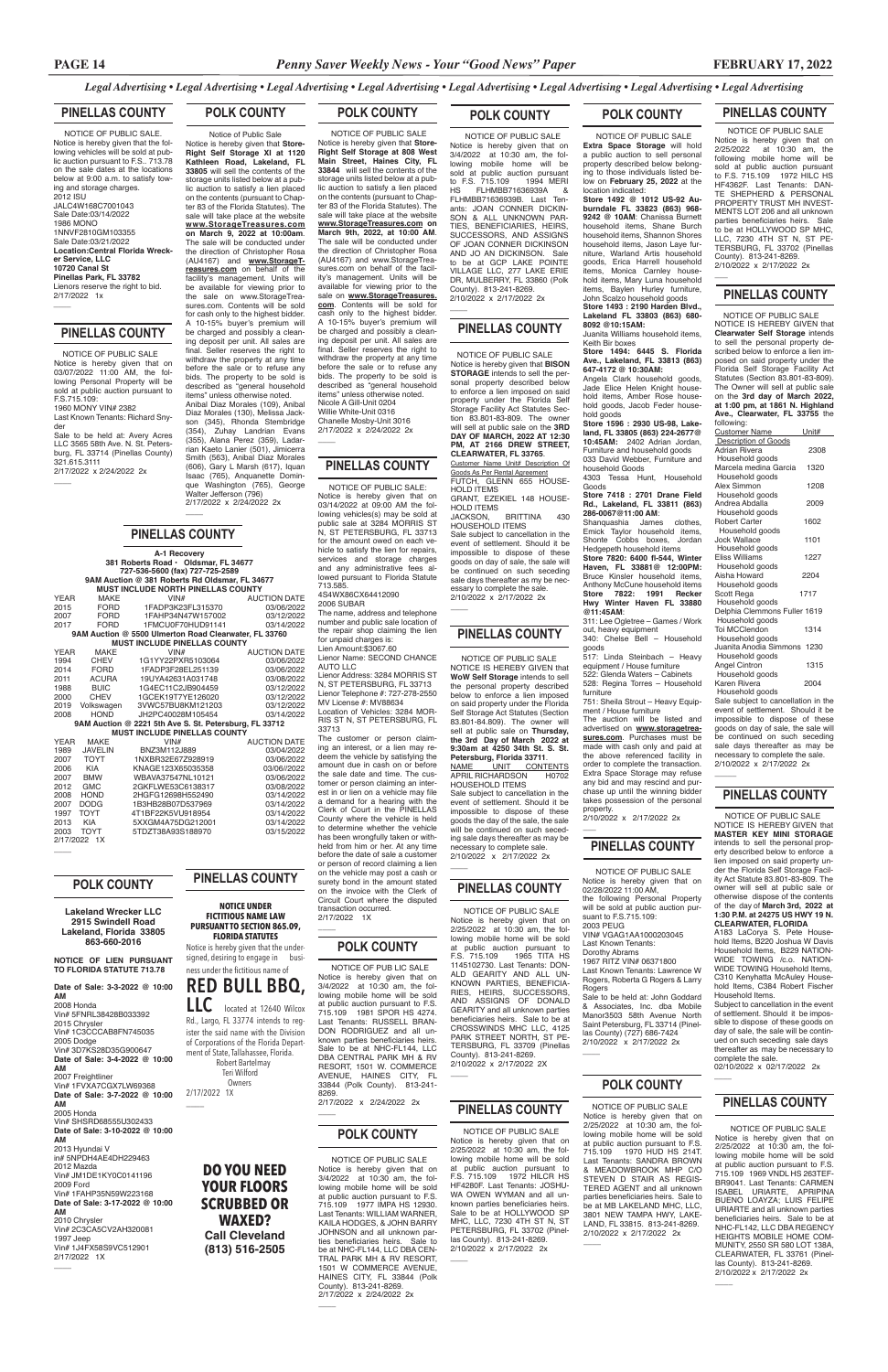*Legal Advertising • Legal Advertising • Legal Advertising • Legal Advertising • Legal Advertising • Legal Advertising • Legal Advertising*

## PINELLAS COUNTY

NOTICE OF PUBLIC SALE. Notice is hereby given that the following vehicles will be sold at public auction pursuant to F.S.. 713.78 on the sale dates at the locations below at 9:00 a.m. to satisfy towing and storage charges.
2012 ISU
JALC4W168C7001043
Sale Date:03/14/2022
1986 MONO
1NNVF2810GM103355
Sale Date:03/21/2022
**Location:Central Florida Wrecker Service, LLC**
**10720 Canal St**
**Pinellas Park, FL 33782**
Lienors reserve the right to bid.
2/17/2022 1x

## PINELLAS COUNTY

NOTICE OF PUBLIC SALE
Notice is hereby given that on 03/07/2022 11:00 AM, the following Personal Property will be sold at public auction pursuant to F.S.715.109:
1960 MONY VIN# 2382
Last Known Tenants: Richard Snyder
Sale to be held at: Avery Acres LLC 3565 58th Ave. N. St. Petersburg, FL 33714 (Pinellas County) 321.615.3111
2/17/2022 x 2/24/2022 2x

## POLK COUNTY

Notice of Public Sale
Notice is hereby given that **Store-Right Self Storage XI at 1120 Kathleen Road, Lakeland, FL 33805** will sell the contents of the storage units listed below at a public auction to satisfy a lien placed on the contents (pursuant to Chapter 83 of the Florida Statutes). The sale will take place at the website **www.StorageTreasures.com on March 9, 2022 at 10:00am**. The sale will be conducted under the direction of Christopher Rosa (AU4167) and **www.StorageTreasures.com** on behalf of the facility's management. Units will be available for viewing prior to the sale on www.StorageTreasures.com. Contents will be sold for cash only to the highest bidder. A 10-15% buyer's premium will be charged and possibly a cleaning deposit per unit. All sales are final. Seller reserves the right to withdraw the property at any time before the sale or to refuse any bids. The property to be sold is described as "general household items" unless otherwise noted.
Anibal Diaz Morales (109), Anibal Diaz Morales (130), Melissa Jackson (345), Rhonda Stembridge (354), Zuhay Landrian Evans (355), Alana Perez (359), Ladarrian Kaeto Lanier (501), Jimicerra Smith (563), Anibal Diaz Morales (606), Gary L Marsh (617), Iquan Isaac (765), Anquanette Domingue Washington (765), George Walter Jefferson (796)
2/17/2022 x 2/24/2022 2x

## POLK COUNTY

NOTICE OF PUBLIC SALE
Notice is hereby given that **Store-Right Self Storage at 808 West Main Street, Haines City, FL 33844** will sell the contents of the storage units listed below at a public auction to satisfy a lien placed on the contents (pursuant to Chapter 83 of the Florida Statutes). The sale will take place at the website **www.StorageTreasures.com on March 9th, 2022, at 10:00 AM**. The sale will be conducted under the direction of Christopher Rosa (AU4167) and www.StorageTreasures.com on behalf of the facility's management. Units will be available for viewing prior to the sale on **www.StorageTreasures.com**. Contents will be sold for cash only to the highest bidder. A 10-15% buyer's premium will be charged and possibly a cleaning deposit per unit. All sales are final. Seller reserves the right to withdraw the property at any time before the sale or to refuse any bids. The property to be sold is described as "general household items" unless otherwise noted.
Nicole A Gill-Unit 0204
Willie White-Unit 0316
Chanelle Mosby-Unit 3016
2/17/2022 x 2/24/2022 2x

## PINELLAS COUNTY

NOTICE OF PUBLIC SALE:
Notice is hereby given that on 03/14/2022 at 09:00 AM the following vehicles(s) may be sold at public sale at 3284 MORRIS ST N, ST PETERSBURG, FL 33713 for the amount owed on each vehicle to satisfy the lien for repairs, services and storage charges and any administrative fees allowed pursuant to Florida Statute 713.585.
4S4WX86CX64412090
2006 SUBAR
The name, address and telephone number and public sale location of the repair shop claiming the lien for unpaid charges is:
Lien Amount:$3067.60
Lienor Name: SECOND CHANCE AUTO LLC
Lienor Address: 3284 MORRIS ST N, ST PETERSBURG, FL 33713
Lienor Telephone #: 727-278-2550
MV License #: MV88634
Location of Vehicles: 3284 MORRIS ST N, ST PETERSBURG, FL 33713
The customer or person claiming an interest, or a lien may redeem the vehicle by satisfying the amount due in cash on or before the sale date and time. The customer or person claiming an interest in or lien on a vehicle may file a demand for a hearing with the Clerk of Court in the PINELLAS County where the vehicle is held to determine whether the vehicle has been wrongfully taken or withheld from him or her. At any time before the date of sale a customer or person of record claiming a lien on the vehicle may post a cash or surety bond in the amount stated on the invoice with the Clerk of Circuit Court where the disputed transaction occurred.
2/17/2022 1X

## PINELLAS COUNTY

**A-1 Recovery**
**381 Roberts Road - Oldsmar, FL 34677**
**727-536-5600 (fax) 727-725-2589**
**9AM Auction @ 381 Roberts Rd Oldsmar, FL 34677**
**MUST INCLUDE NORTH PINELLAS COUNTY**

| YEAR | MAKE | VIN# | AUCTION DATE |
|---|---|---|---|
| 2015 | FORD | 1FADP3K23FL315370 | 03/06/2022 |
| 2007 | FORD | 1FAHP34N47W157002 | 03/12/2022 |
| 2017 | FORD | 1FMCU0F70HUD91141 | 03/14/2022 |

**9AM Auction @ 5500 Ulmerton Road Clearwater, FL 33760**
**MUST INCLUDE PINELLAS COUNTY**

| YEAR | MAKE | VIN# | AUCTION DATE |
|---|---|---|---|
| 1994 | CHEV | 1G1YY22PXR5103064 | 03/06/2022 |
| 2014 | FORD | 1FADP3F28EL251139 | 03/06/2022 |
| 2011 | ACURA | 19UYA42631A031748 | 03/08/2022 |
| 1988 | BUIC | 1G4EC11C2JB904459 | 03/12/2022 |
| 2000 | CHEV | 1GCEK19T7YE126020 | 03/12/2022 |
| 2019 | Volkswagen | 3VWC57BU8KM121203 | 03/12/2022 |
| 2008 | HOND | JH2PC40028M105454 | 03/14/2022 |

**9AM Auction @ 2221 5th Ave S. St. Petersburg, FL 33712**
**MUST INCLUDE PINELLAS COUNTY**

| YEAR | MAKE | VIN# | AUCTION DATE |
|---|---|---|---|
| 1989 | JAVELIN | BNZ3M112J889 | 03/04/2022 |
| 2007 | TOYT | 1NXBR32E67Z928919 | 03/06/2022 |
| 2006 | KIA | KNAGE123X65035358 | 03/06/2022 |
| 2007 | BMW | WBAVA37547NL10121 | 03/08/2022 |
| 2012 | GMC | 2GKFLWE53C6138317 | 03/08/2022 |
| 2008 | HOND | 2HGFG12698H552490 | 03/14/2022 |
| 2007 | DODG | 1B3HB28B07D537969 | 03/14/2022 |
| 1997 | TOYT | 4T1BF22K5VU918954 | 03/14/2022 |
| 2013 | KIA | 5XXGM4A75DG212001 | 03/14/2022 |
| 2003 | TOYT | 5TDZT38A93S188970 | 03/15/2022 |

2/17/2022 1X

## POLK COUNTY

**Lakeland Wrecker LLC**
**2915 Swindell Road**
**Lakeland, Florida 33805**
**863-660-2016**

**NOTICE OF LIEN PURSUANT TO FLORIDA STATUTE 713.78**

**Date of Sale: 3-3-2022 @ 10:00 AM**
2008 Honda
Vin# 5FNRL38428B033392
2015 Chrysler
Vin# 1C3CCCAB8FN745035
2005 Dodge
Vin# 3D7KS28D35G900647
**Date of Sale: 3-4-2022 @ 10:00 AM**
2007 Freightliner
Vin# 1FVXA7CGX7LW69368
**Date of Sale: 3-7-2022 @ 10:00 AM**
2005 Honda
Vin# SHSRD68555U302433
**Date of Sale: 3-10-2022 @ 10:00 AM**
2013 Hyundai V
in# 5NPDH4AE4DH229463
2012 Mazda
Vin# JM1DE1KY0C0141196
2009 Ford
Vin# 1FAHP35N59W223168
**Date of Sale: 3-17-2022 @ 10:00 AM**
2010 Chrysler
Vin# 2C3CA5CV2AH320081
1997 Jeep
Vin# 1J4FX58S9VC512901
2/17/2022 1X

## PINELLAS COUNTY

**NOTICE UNDER FICTITIOUS NAME LAW PURSUANT TO SECTION 865.09, FLORIDA STATUTES**

Notice is hereby given that the undersigned, desiring to engage in business under the fictitious name of

**RED BULL BBQ, LLC** located at 12640 Wilcox Rd., Largo, FL 33774 intends to register the said name with the Division of Corporations of the Florida Department of State, Tallahassee, Florida.
Robert Bartelmay
Teri Wilford
Owners
2/17/2022 1X

**DO YOU NEED YOUR FLOORS SCRUBBED OR WAXED?**
**Call Cleveland**
**(813) 516-2505**

## POLK COUNTY

NOTICE OF PUBLIC SALE
Notice is hereby given that on 3/4/2022 at 10:30 am, the following mobile home will be sold at public auction pursuant to F.S. 715.109 1994 MERI HS FLHMBB71636939A & FLHMBB71636939B. Last Tenants: JOAN CONNER DICKINSON & ALL UNKNOWN PARTIES, BENEFICIARIES, HEIRS, SUCCESSORS, AND ASSIGNS OF JOAN CONNER DICKINSON AND JO AN DICKINSON. Sale to be at GCP LAKE POINTE VILLAGE LLC, 277 LAKE ERIE DR, MULBERRY, FL 33860 (Polk County). 813-241-8269.
2/10/2022 x 2/17/2022 2x

## PINELLAS COUNTY

NOTICE OF PUBLIC SALE
Notice is hereby given that **BISON STORAGE** intends to sell the personal property described below to enforce a lien imposed on said property under the Florida Self Storage Facility Act Statutes Section 83.801-83.809. The owner will sell at public sale on the **3RD DAY OF MARCH, 2022 AT 12:30 PM, AT 2166 DREW STREET, CLEARWATER, FL 33765**.
Customer Name Unit# Description Of Goods As Per Rental Agreement
FUTCH, GLENN 655 HOUSEHOLD ITEMS
GRANT, EZEKIEL 148 HOUSEHOLD ITEMS
JACKSON, BRITTINA 430 HOUSEHOLD ITEMS
Sale subject to cancellation in the event of settlement. Should it be impossible to dispose of these goods on day of sale, the sale will be continued on such seceding sale days thereafter as my be necessary to complete the sale.
2/10/2022 x 2/17/2022 2x

## PINELLAS COUNTY

NOTICE OF PUBLIC SALE
NOTICE IS HEREBY GIVEN that **WoW Self Storage** intends to sell the personal property described below to enforce a lien imposed on said property under the Florida Self Storage Act Statutes (Section 83.801-84.809). The owner will sell at public sale on **Thursday, the 3rd Day of March 2022 at 9:30am at 4250 34th St. S. St. Petersburg, Florida 33711**.
NAME UNIT CONTENTS
APRIL RICHARDSON H0702 HOUSEHOLD ITEMS
Sale subject to cancellation in the event of settlement. Should it be impossible to dispose of these goods the day of the sale, the sale will be continued on such seceding sale days thereafter as may be necessary to complete sale.
2/10/2022 x 2/17/2022 2x

## PINELLAS COUNTY

NOTICE OF PUBLIC SALE
Notice is hereby given that on 2/25/2022 at 10:30 am, the following mobile home will be sold at public auction pursuant to F.S. 715.109 1965 TITA HS 1145102730. Last Tenants: DONALD GEARITY AND ALL UNKNOWN PARTIES, BENEFICIARIES, HEIRS, SUCCESSORS, AND ASSIGNS OF DONALD GEARITY and all unknown parties beneficiaries heirs. Sale to be at CROSSWINDS MHC LLC, 4125 PARK STREET NORTH, ST PETERSBURG, FL 33709 (Pinellas County). 813-241-8269.
2/10/2022 x 2/17/2022 2X

## PINELLAS COUNTY

NOTICE OF PUBLIC SALE
Notice is hereby given that on 2/25/2022 at 10:30 am, the following mobile home will be sold at public auction pursuant to F.S. 715.109 1972 HILCR HS HF4280F. Last Tenants: JOSHUWA OWEN WYMAN and all unknown parties beneficiaries heirs. Sale to be at HOLLYWOOD SP MHC, LLC, 7230 4TH ST N, ST PETERSBURG, FL 33702 (Pinellas County). 813-241-8269.
2/10/2022 x 2/17/2022 2x

## POLK COUNTY

NOTICE OF PUB LIC SALE
Notice is hereby given that on 3/4/2022 at 10:30 am, the following mobile home will be sold at public auction pursuant to F.S. 715.109 1981 SPOR HS 4274. Last Tenants: RUSSELL BRANDON RODRIGUEZ and all unknown parties beneficiaries heirs. Sale to be at NHC-FL144, LLC DBA CENTRAL PARK MH & RV RESORT, 1501 W. COMMERCE AVENUE, HAINES CITY, FL 33844 (Polk County). 813-241-8269.
2/17/2022 x 2/24/2022 2x

## POLK COUNTY

NOTICE OF PUBLIC SALE
Notice is hereby given that on 3/4/2022 at 10:30 am, the following mobile home will be sold at public auction pursuant to F.S. 715.109 1977 IMPA HS 12930. Last Tenants: WILLIAM WARNER, KAILA HODGES, & JOHN BARRY JOHNSON and all unknown parties beneficiaries heirs. Sale to be at NHC-FL144, LLC DBA CENTRAL PARK MH & RV RESORT, 1501 W COMMERCE AVENUE, HAINES CITY, FL 33844 (Polk County). 813-241-8269.
2/17/2022 x 2/24/2022 2x

## POLK COUNTY

NOTICE OF PUBLIC SALE
**Extra Space Storage** will hold a public auction to sell personal property described below belonging to those individuals listed below on **February 25, 2022** at the location indicated:
**Store 1492 @ 1012 US-92 Auburndale FL 33823 (863) 968-9242 @ 10AM**: Chanissa Burnett household items, Shane Burch household items, Shannon Shores household items, Jason Laye furniture, Warland Artis household goods, Erica Harrell household items, Monica Carnley household items, Mary Luna household items, Baylen Hurley furniture, John Scalzo household goods
**Store 1493 : 2190 Harden Blvd., Lakeland FL 33803 (863) 680-8092 @10:15AM:**
Juanita Williams household items, Keith Bir boxes
**Store 1494: 6445 S. Florida Ave., Lakeland, FL 33813 (863) 647-4172 @ 10:30AM:**
Angela Clark household goods, Jade Elice Helen Knight household items, Amber Rose household goods, Jacob Feder household goods
**Store 1596 : 2930 US-98, Lakeland, FL 33805 (863) 224-2677@ 10:45AM:** 2402 Adrian Jordan, Furniture and household goods
033 David Webber, Furniture and household Goods
4303 Tessa Hunt, Household Goods
**Store 7418 : 2701 Drane Field Rd., Lakeland, FL 33811 (863) 286-0067@11:00 AM:**
Shanquashia James clothes, Emick Taylor household items, Shonte Cobbs boxes, Jordan Hedgepeth household items
**Store 7820: 6400 fl-544, Winter Haven, FL 33881@ 12:00PM:**
Bruce Kinsler household items, Anthony McCune household items
**Store 7822: 1991 Recker Hwy Winter Haven FL 33880 @11:45AM**:
311: Lee Ogletree – Games / Work out, heavy equipment
340: Chelse Bell – Household goods
517: Linda Steinbach – Heavy equipment / House furniture
522: Glenda Waters – Cabinets
528: Regina Torres – Household furniture
751: Sheila Strout – Heavy Equipment / House furniture
The auction will be listed and advertised on **www.storagetreasures.com**. Purchases must be made with cash only and paid at the above referenced facility in order to complete the transaction. Extra Space Storage may refuse any bid and may rescind and purchase up until the winning bidder takes possession of the personal property.
2/10/2022 x 2/17/2022 2x

## PINELLAS COUNTY

NOTICE OF PUBLIC SALE
Notice is hereby given that on 02/28/2022 11:00 AM,
the following Personal Property will be sold at public auction pursuant to F.S.715.109:
2003 PEUG
VIN# VGAG1AA1000203045
Last Known Tenants:
Dorothy Abrams
1967 RITZ VIN# 06371800
Last Known Tenants: Lawrence W Rogers, Roberta G Rogers & Larry Rogers
Sale to be held at: John Goddard & Associates, Inc. dba Mobile Manor3503 58th Avenue North Saint Petersburg, FL 33714 (Pinellas County) (727) 686-7424
2/10/2022 x 2/17/2022 2x

## POLK COUNTY

NOTICE OF PUBLIC SALE
Notice is hereby given that on 2/25/2022 at 10:30 am, the following mobile home will be sold at public auction pursuant to F.S. 715.109 1970 HUD HS 214T. Last Tenants: SANDRA BROWN & MEADOWBROOK MHP C/O STEVEN D STAIR AS REGISTERED AGENT and all unknown parties beneficiaries heirs. Sale to be at MB LAKELAND MHC, LLC, 3801 NEW TAMPA HWY, LAKELAND, FL 33815. 813-241-8269.
2/10/2022 x 2/17/2022 2x

## PINELLAS COUNTY

NOTICE OF PUBLIC SALE
Notice is hereby given that on 2/25/2022 at 10:30 am, the following mobile home will be sold at public auction pursuant to F.S. 715.109 1972 HILC HS HF4362F. Last Tenants: DANTE SHEPHERD & PERSONAL PROPERTY TRUST MH INVESTMENTS LOT 206 and all unknown parties beneficiaries heirs. Sale to be at HOLLYWOOD SP MHC, LLC, 7230 4TH ST N, ST PETERSBURG, FL 33702 (Pinellas County). 813-241-8269.
2/10/2022 x 2/17/2022 2x

## PINELLAS COUNTY

NOTICE OF PUBLIC SALE
NOTICE IS HEREBY GIVEN that **Clearwater Self Storage** intends to sell the personal property described below to enforce a lien imposed on said property under the Florida Self Storage Facility Act Statutes (Section 83.801-83-809). The Owner will sell at public sale on the **3rd day of March 2022, at 1:00 pm, at 1861 N. Highland Ave., Clearwater, FL 33755** the following:

| Customer Name | Unit# |
|---|---|
| Description of Goods | |
| Adrian Rivera | 2308 |
| Household goods | |
| Marcela medina Garcia | 1320 |
| Household goods | |
| Alex Simmon | 1208 |
| Household goods | |
| Andrea Abdalla | 2009 |
| Household goods | |
| Robert Carter | 1602 |
| Household goods | |
| Jock Wallace | 1101 |
| Household goods | |
| Eliss Williams | 1227 |
| Household goods | |
| Aisha Howard | 2204 |
| Household goods | |
| Scott Rega | 1717 |
| Household goods | |
| Delphia Clemmons Fuller | 1619 |
| Household goods | |
| Toi McClendon | 1314 |
| Household goods | |
| Juanita Anodia Simmons | 1230 |
| Household goods | |
| Angel Cintron | 1315 |
| Household goods | |
| Karen Rivera | 2004 |
| Household goods | |

Sale subject to cancellation in the event of settlement. Should it be impossible to dispose of these goods on day of sale, the sale will be continued on such seceding sale days thereafter as may be necessary to complete the sale.
2/10/2022 x 2/17/2022 2x

## PINELLAS COUNTY

NOTICE OF PUBLIC SALE
NOTICE IS HEREBY GIVEN that **MASTER KEY MINI STORAGE** intends to sell the personal property described below to enforce a lien imposed on said property under the Florida Self Storage Facility Act Statute 83.801-83-809. The owner will sell at public sale or otherwise dispose of the contents of the day of **March 3rd, 2022 at 1:30 P.M. at 24275 US HWY 19 N. CLEARWATER, FLORIDA**
A183 LaConya S. Pete Household Items, B220 Joshua W Davis Household Items, B229 NATIONWIDE TOWING c.c. NATIONWIDE TOWING Household Items, C310 Kenyhatta McAuley Household Items, C364 Robert Fischer Household Items.
Subject to cancellation in the event of settlement. Should it be impossible to dispose of these goods on day of sale, the sale will be continued on such seceding sale days thereafter as may be necessary to complete the sale.
02/10/2022 x 02/17/2022 2x

## PINELLAS COUNTY

NOTICE OF PUBLIC SALE
Notice is hereby given that on 2/25/2022 at 10:30 am, the following mobile home will be sold at public auction pursuant to F.S. 715.109 1969 VNDL HS 263TEFBR9041. Last Tenants: CARMEN ISABEL URIARTE, APRIPINA BUENO LOAYZA; LUIS FELIPE URIARTE and all unknown parties beneficiaries heirs. Sale to be at NHC-FL142, LLC DBA REGENCY HEIGHTS MOBILE HOME COMMUNITY, 2550 SR 580 LOT 138A, CLEARWATER, FL 33761 (Pinellas County). 813-241-8269.
2/10/2022 x 2/17/2022 2x